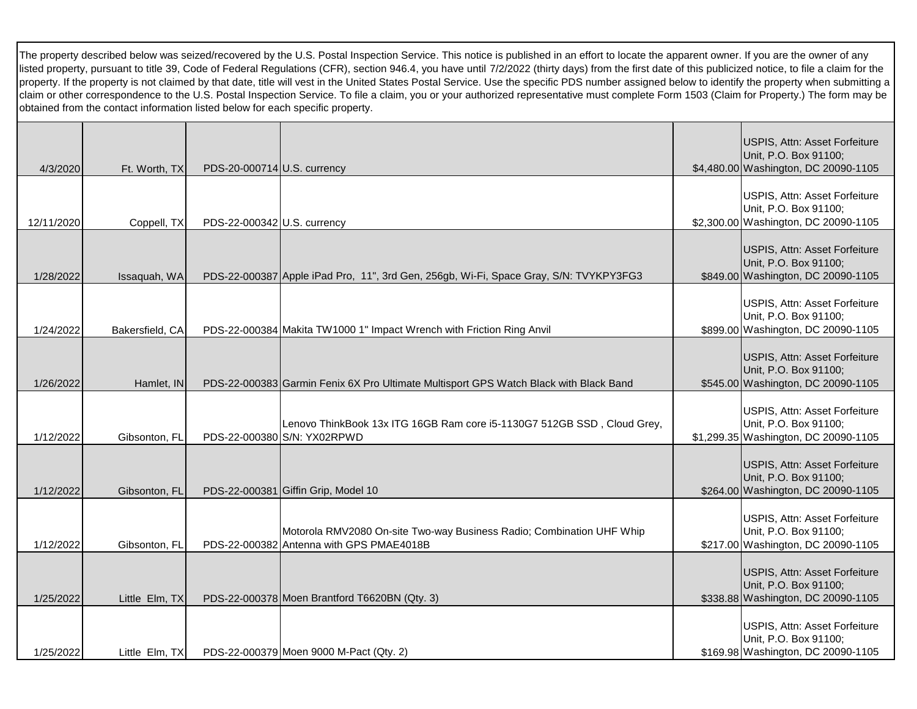The property described below was seized/recovered by the U.S. Postal Inspection Service. This notice is published in an effort to locate the apparent owner. If you are the owner of any listed property, pursuant to title 39, Code of Federal Regulations (CFR), section 946.4, you have until 7/2/2022 (thirty days) from the first date of this publicized notice, to file a claim for the property. If the property is not claimed by that date, title will vest in the United States Postal Service. Use the specific PDS number assigned below to identify the property when submitting a claim or other correspondence to the U.S. Postal Inspection Service. To file a claim, you or your authorized representative must complete Form 1503 (Claim for Property.) The form may be obtained from the contact information listed below for each specific property.

| | | | | | |
|---|---|---|---|---|---|
| 4/3/2020 | Ft. Worth, TX | PDS-20-000714 | U.S. currency | $4,480.00 | USPIS, Attn: Asset Forfeiture Unit, P.O. Box 91100; Washington, DC 20090-1105 |
| 12/11/2020 | Coppell, TX | PDS-22-000342 | U.S. currency | $2,300.00 | USPIS, Attn: Asset Forfeiture Unit, P.O. Box 91100; Washington, DC 20090-1105 |
| 1/28/2022 | Issaquah, WA | PDS-22-000387 | Apple iPad Pro, 11", 3rd Gen, 256gb, Wi-Fi, Space Gray, S/N: TVYKPY3FG3 | $849.00 | USPIS, Attn: Asset Forfeiture Unit, P.O. Box 91100; Washington, DC 20090-1105 |
| 1/24/2022 | Bakersfield, CA | PDS-22-000384 | Makita TW1000 1" Impact Wrench with Friction Ring Anvil | $899.00 | USPIS, Attn: Asset Forfeiture Unit, P.O. Box 91100; Washington, DC 20090-1105 |
| 1/26/2022 | Hamlet, IN | PDS-22-000383 | Garmin Fenix 6X Pro Ultimate Multisport GPS Watch Black with Black Band | $545.00 | USPIS, Attn: Asset Forfeiture Unit, P.O. Box 91100; Washington, DC 20090-1105 |
| 1/12/2022 | Gibsonton, FL | PDS-22-000380 | Lenovo ThinkBook 13x ITG 16GB Ram core i5-1130G7 512GB SSD , Cloud Grey, S/N: YX02RPWD | $1,299.35 | USPIS, Attn: Asset Forfeiture Unit, P.O. Box 91100; Washington, DC 20090-1105 |
| 1/12/2022 | Gibsonton, FL | PDS-22-000381 | Giffin Grip, Model 10 | $264.00 | USPIS, Attn: Asset Forfeiture Unit, P.O. Box 91100; Washington, DC 20090-1105 |
| 1/12/2022 | Gibsonton, FL | PDS-22-000382 | Motorola RMV2080 On-site Two-way Business Radio; Combination UHF Whip Antenna with GPS PMAE4018B | $217.00 | USPIS, Attn: Asset Forfeiture Unit, P.O. Box 91100; Washington, DC 20090-1105 |
| 1/25/2022 | Little Elm, TX | PDS-22-000378 | Moen Brantford T6620BN (Qty. 3) | $338.88 | USPIS, Attn: Asset Forfeiture Unit, P.O. Box 91100; Washington, DC 20090-1105 |
| 1/25/2022 | Little Elm, TX | PDS-22-000379 | Moen 9000 M-Pact (Qty. 2) | $169.98 | USPIS, Attn: Asset Forfeiture Unit, P.O. Box 91100; Washington, DC 20090-1105 |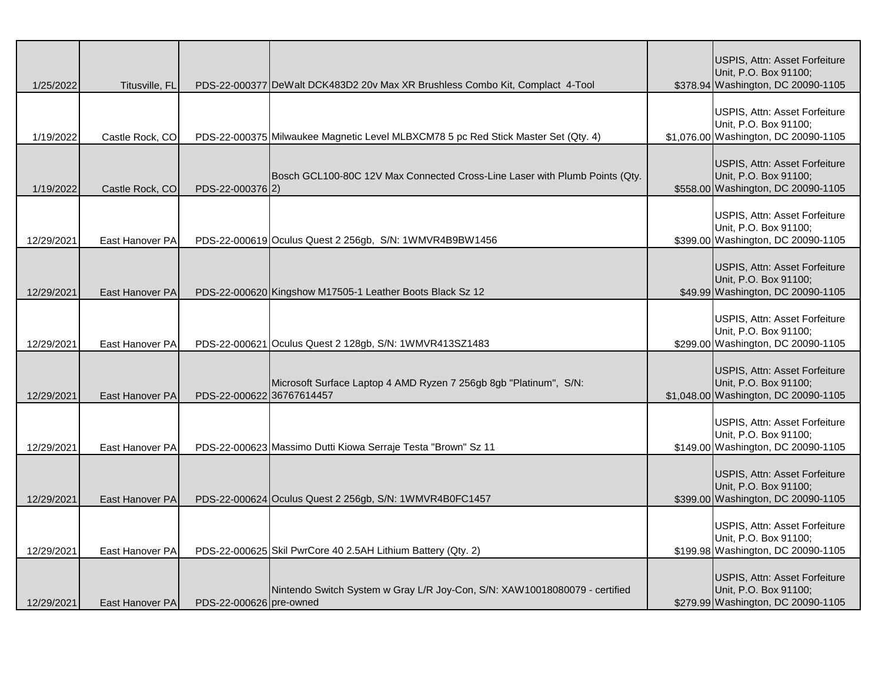| | | | | | |
|---|---|---|---|---|---|
| 1/25/2022 | Titusville, FL | PDS-22-000377 | DeWalt DCK483D2 20v Max XR Brushless Combo Kit, Complact 4-Tool | $378.94 | USPIS, Attn: Asset Forfeiture Unit, P.O. Box 91100; Washington, DC 20090-1105 |
| 1/19/2022 | Castle Rock, CO | PDS-22-000375 | Milwaukee Magnetic Level MLBXCM78 5 pc Red Stick Master Set (Qty. 4) | $1,076.00 | USPIS, Attn: Asset Forfeiture Unit, P.O. Box 91100; Washington, DC 20090-1105 |
| 1/19/2022 | Castle Rock, CO | PDS-22-000376 | Bosch GCL100-80C 12V Max Connected Cross-Line Laser with Plumb Points (Qty. 2) | $558.00 | USPIS, Attn: Asset Forfeiture Unit, P.O. Box 91100; Washington, DC 20090-1105 |
| 12/29/2021 | East Hanover PA | PDS-22-000619 | Oculus Quest 2 256gb, S/N: 1WMVR4B9BW1456 | $399.00 | USPIS, Attn: Asset Forfeiture Unit, P.O. Box 91100; Washington, DC 20090-1105 |
| 12/29/2021 | East Hanover PA | PDS-22-000620 | Kingshow M17505-1 Leather Boots Black Sz 12 | $49.99 | USPIS, Attn: Asset Forfeiture Unit, P.O. Box 91100; Washington, DC 20090-1105 |
| 12/29/2021 | East Hanover PA | PDS-22-000621 | Oculus Quest 2 128gb, S/N: 1WMVR413SZ1483 | $299.00 | USPIS, Attn: Asset Forfeiture Unit, P.O. Box 91100; Washington, DC 20090-1105 |
| 12/29/2021 | East Hanover PA | PDS-22-000622 | Microsoft Surface Laptop 4 AMD Ryzen 7 256gb 8gb "Platinum", S/N: 36767614457 | $1,048.00 | USPIS, Attn: Asset Forfeiture Unit, P.O. Box 91100; Washington, DC 20090-1105 |
| 12/29/2021 | East Hanover PA | PDS-22-000623 | Massimo Dutti Kiowa Serraje Testa "Brown" Sz 11 | $149.00 | USPIS, Attn: Asset Forfeiture Unit, P.O. Box 91100; Washington, DC 20090-1105 |
| 12/29/2021 | East Hanover PA | PDS-22-000624 | Oculus Quest 2 256gb, S/N: 1WMVR4B0FC1457 | $399.00 | USPIS, Attn: Asset Forfeiture Unit, P.O. Box 91100; Washington, DC 20090-1105 |
| 12/29/2021 | East Hanover PA | PDS-22-000625 | Skil PwrCore 40 2.5AH Lithium Battery (Qty. 2) | $199.98 | USPIS, Attn: Asset Forfeiture Unit, P.O. Box 91100; Washington, DC 20090-1105 |
| 12/29/2021 | East Hanover PA | PDS-22-000626 | Nintendo Switch System w Gray L/R Joy-Con, S/N: XAW10018080079 - certified pre-owned | $279.99 | USPIS, Attn: Asset Forfeiture Unit, P.O. Box 91100; Washington, DC 20090-1105 |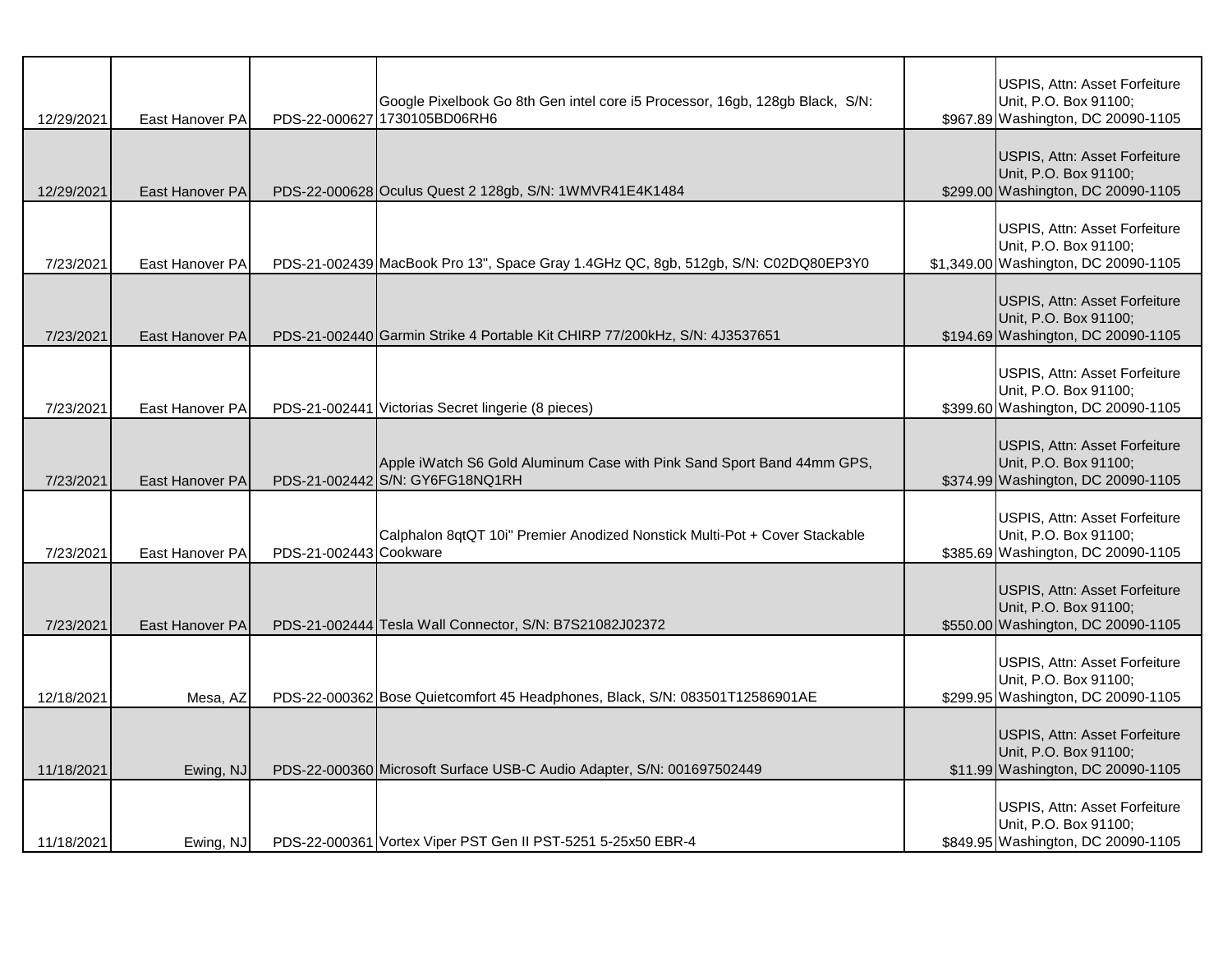| | | | | | |
|---|---|---|---|---|---|
| 12/29/2021 | East Hanover PA | PDS-22-000627 | Google Pixelbook Go 8th Gen intel core i5 Processor, 16gb, 128gb Black, S/N: 1730105BD06RH6 | $967.89 | USPIS, Attn: Asset Forfeiture Unit, P.O. Box 91100; Washington, DC 20090-1105 |
| 12/29/2021 | East Hanover PA | PDS-22-000628 | Oculus Quest 2 128gb, S/N: 1WMVR41E4K1484 | $299.00 | USPIS, Attn: Asset Forfeiture Unit, P.O. Box 91100; Washington, DC 20090-1105 |
| 7/23/2021 | East Hanover PA | PDS-21-002439 | MacBook Pro 13", Space Gray 1.4GHz QC, 8gb, 512gb, S/N: C02DQ80EP3Y0 | $1,349.00 | USPIS, Attn: Asset Forfeiture Unit, P.O. Box 91100; Washington, DC 20090-1105 |
| 7/23/2021 | East Hanover PA | PDS-21-002440 | Garmin Strike 4 Portable Kit CHIRP 77/200kHz, S/N: 4J3537651 | $194.69 | USPIS, Attn: Asset Forfeiture Unit, P.O. Box 91100; Washington, DC 20090-1105 |
| 7/23/2021 | East Hanover PA | PDS-21-002441 | Victorias Secret lingerie (8 pieces) | $399.60 | USPIS, Attn: Asset Forfeiture Unit, P.O. Box 91100; Washington, DC 20090-1105 |
| 7/23/2021 | East Hanover PA | PDS-21-002442 | Apple iWatch S6 Gold Aluminum Case with Pink Sand Sport Band 44mm GPS, S/N: GY6FG18NQ1RH | $374.99 | USPIS, Attn: Asset Forfeiture Unit, P.O. Box 91100; Washington, DC 20090-1105 |
| 7/23/2021 | East Hanover PA | PDS-21-002443 | Calphalon 8qtQT 10i" Premier Anodized Nonstick Multi-Pot + Cover Stackable Cookware | $385.69 | USPIS, Attn: Asset Forfeiture Unit, P.O. Box 91100; Washington, DC 20090-1105 |
| 7/23/2021 | East Hanover PA | PDS-21-002444 | Tesla Wall Connector, S/N: B7S21082J02372 | $550.00 | USPIS, Attn: Asset Forfeiture Unit, P.O. Box 91100; Washington, DC 20090-1105 |
| 12/18/2021 | Mesa, AZ | PDS-22-000362 | Bose Quietcomfort 45 Headphones, Black, S/N: 083501T12586901AE | $299.95 | USPIS, Attn: Asset Forfeiture Unit, P.O. Box 91100; Washington, DC 20090-1105 |
| 11/18/2021 | Ewing, NJ | PDS-22-000360 | Microsoft Surface USB-C Audio Adapter, S/N: 001697502449 | $11.99 | USPIS, Attn: Asset Forfeiture Unit, P.O. Box 91100; Washington, DC 20090-1105 |
| 11/18/2021 | Ewing, NJ | PDS-22-000361 | Vortex Viper PST Gen II PST-5251 5-25x50 EBR-4 | $849.95 | USPIS, Attn: Asset Forfeiture Unit, P.O. Box 91100; Washington, DC 20090-1105 |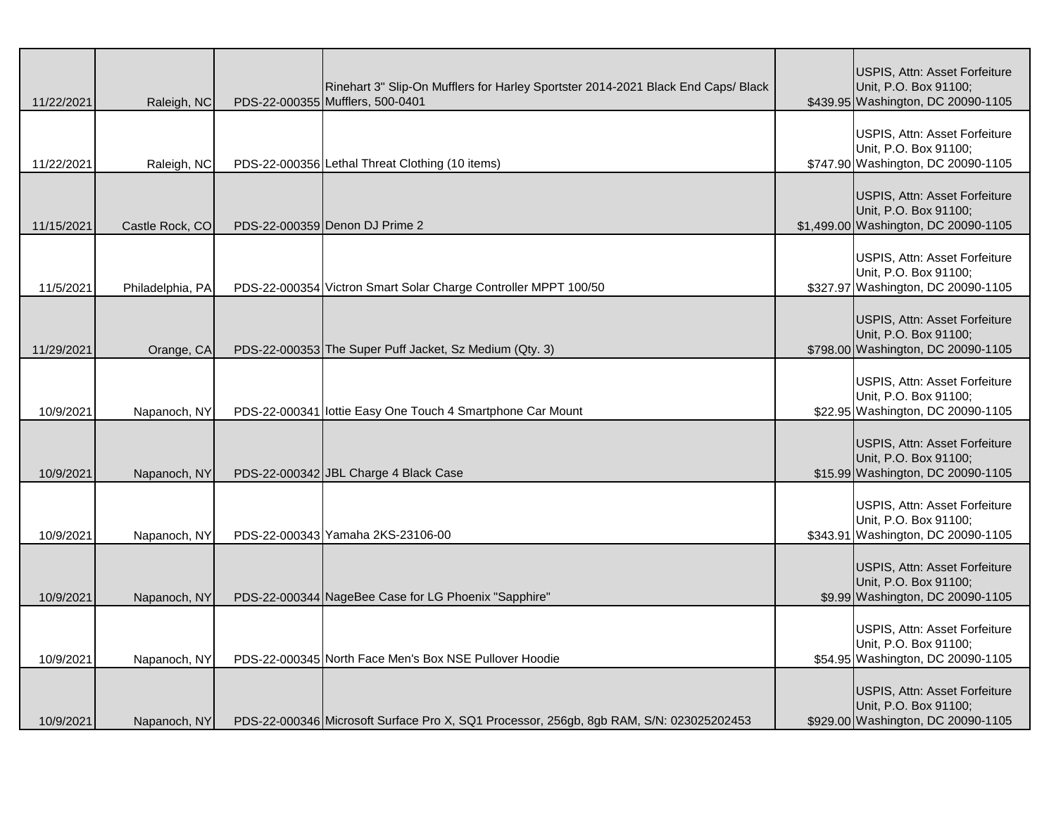| | | | | | |
|---|---|---|---|---|---|
| 11/22/2021 | Raleigh, NC | PDS-22-000355 | Rinehart 3" Slip-On Mufflers for Harley Sportster 2014-2021 Black End Caps/ Black Mufflers, 500-0401 | $439.95 | USPIS, Attn: Asset Forfeiture Unit, P.O. Box 91100; Washington, DC 20090-1105 |
| 11/22/2021 | Raleigh, NC | PDS-22-000356 | Lethal Threat Clothing (10 items) | $747.90 | USPIS, Attn: Asset Forfeiture Unit, P.O. Box 91100; Washington, DC 20090-1105 |
| 11/15/2021 | Castle Rock, CO | PDS-22-000359 | Denon DJ Prime 2 | $1,499.00 | USPIS, Attn: Asset Forfeiture Unit, P.O. Box 91100; Washington, DC 20090-1105 |
| 11/5/2021 | Philadelphia, PA | PDS-22-000354 | Victron Smart Solar Charge Controller MPPT 100/50 | $327.97 | USPIS, Attn: Asset Forfeiture Unit, P.O. Box 91100; Washington, DC 20090-1105 |
| 11/29/2021 | Orange, CA | PDS-22-000353 | The Super Puff Jacket, Sz Medium (Qty. 3) | $798.00 | USPIS, Attn: Asset Forfeiture Unit, P.O. Box 91100; Washington, DC 20090-1105 |
| 10/9/2021 | Napanoch, NY | PDS-22-000341 | Iottie Easy One Touch 4 Smartphone Car Mount | $22.95 | USPIS, Attn: Asset Forfeiture Unit, P.O. Box 91100; Washington, DC 20090-1105 |
| 10/9/2021 | Napanoch, NY | PDS-22-000342 | JBL Charge 4 Black Case | $15.99 | USPIS, Attn: Asset Forfeiture Unit, P.O. Box 91100; Washington, DC 20090-1105 |
| 10/9/2021 | Napanoch, NY | PDS-22-000343 | Yamaha 2KS-23106-00 | $343.91 | USPIS, Attn: Asset Forfeiture Unit, P.O. Box 91100; Washington, DC 20090-1105 |
| 10/9/2021 | Napanoch, NY | PDS-22-000344 | NageBee Case for LG Phoenix "Sapphire" | $9.99 | USPIS, Attn: Asset Forfeiture Unit, P.O. Box 91100; Washington, DC 20090-1105 |
| 10/9/2021 | Napanoch, NY | PDS-22-000345 | North Face Men's Box NSE Pullover Hoodie | $54.95 | USPIS, Attn: Asset Forfeiture Unit, P.O. Box 91100; Washington, DC 20090-1105 |
| 10/9/2021 | Napanoch, NY | PDS-22-000346 | Microsoft Surface Pro X, SQ1 Processor, 256gb, 8gb RAM, S/N: 023025202453 | $929.00 | USPIS, Attn: Asset Forfeiture Unit, P.O. Box 91100; Washington, DC 20090-1105 |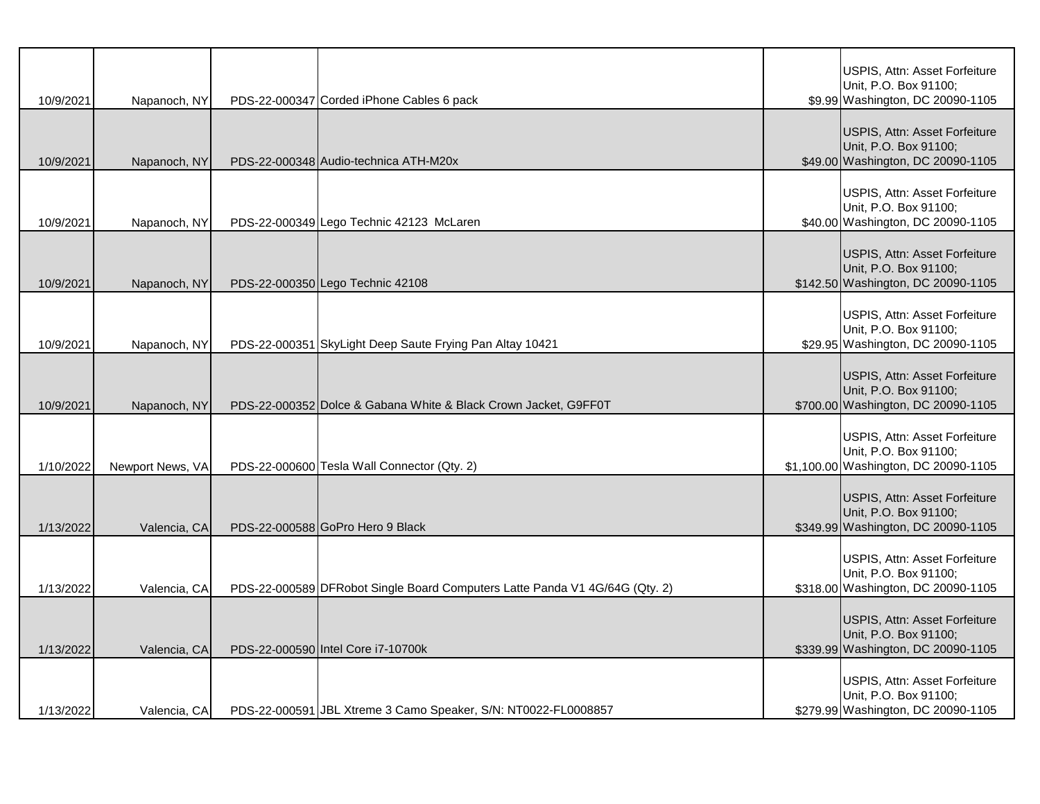| | | | | | |
|---|---|---|---|---|---|
| 10/9/2021 | Napanoch, NY | PDS-22-000347 | Corded iPhone Cables 6 pack | $9.99 | USPIS, Attn: Asset Forfeiture Unit, P.O. Box 91100; Washington, DC 20090-1105 |
| 10/9/2021 | Napanoch, NY | PDS-22-000348 | Audio-technica ATH-M20x | $49.00 | USPIS, Attn: Asset Forfeiture Unit, P.O. Box 91100; Washington, DC 20090-1105 |
| 10/9/2021 | Napanoch, NY | PDS-22-000349 | Lego Technic 42123 McLaren | $40.00 | USPIS, Attn: Asset Forfeiture Unit, P.O. Box 91100; Washington, DC 20090-1105 |
| 10/9/2021 | Napanoch, NY | PDS-22-000350 | Lego Technic 42108 | $142.50 | USPIS, Attn: Asset Forfeiture Unit, P.O. Box 91100; Washington, DC 20090-1105 |
| 10/9/2021 | Napanoch, NY | PDS-22-000351 | SkyLight Deep Saute Frying Pan Altay 10421 | $29.95 | USPIS, Attn: Asset Forfeiture Unit, P.O. Box 91100; Washington, DC 20090-1105 |
| 10/9/2021 | Napanoch, NY | PDS-22-000352 | Dolce & Gabana White & Black Crown Jacket, G9FF0T | $700.00 | USPIS, Attn: Asset Forfeiture Unit, P.O. Box 91100; Washington, DC 20090-1105 |
| 1/10/2022 | Newport News, VA | PDS-22-000600 | Tesla Wall Connector (Qty. 2) | $1,100.00 | USPIS, Attn: Asset Forfeiture Unit, P.O. Box 91100; Washington, DC 20090-1105 |
| 1/13/2022 | Valencia, CA | PDS-22-000588 | GoPro Hero 9 Black | $349.99 | USPIS, Attn: Asset Forfeiture Unit, P.O. Box 91100; Washington, DC 20090-1105 |
| 1/13/2022 | Valencia, CA | PDS-22-000589 | DFRobot Single Board Computers Latte Panda V1 4G/64G (Qty. 2) | $318.00 | USPIS, Attn: Asset Forfeiture Unit, P.O. Box 91100; Washington, DC 20090-1105 |
| 1/13/2022 | Valencia, CA | PDS-22-000590 | Intel Core i7-10700k | $339.99 | USPIS, Attn: Asset Forfeiture Unit, P.O. Box 91100; Washington, DC 20090-1105 |
| 1/13/2022 | Valencia, CA | PDS-22-000591 | JBL Xtreme 3 Camo Speaker, S/N: NT0022-FL0008857 | $279.99 | USPIS, Attn: Asset Forfeiture Unit, P.O. Box 91100; Washington, DC 20090-1105 |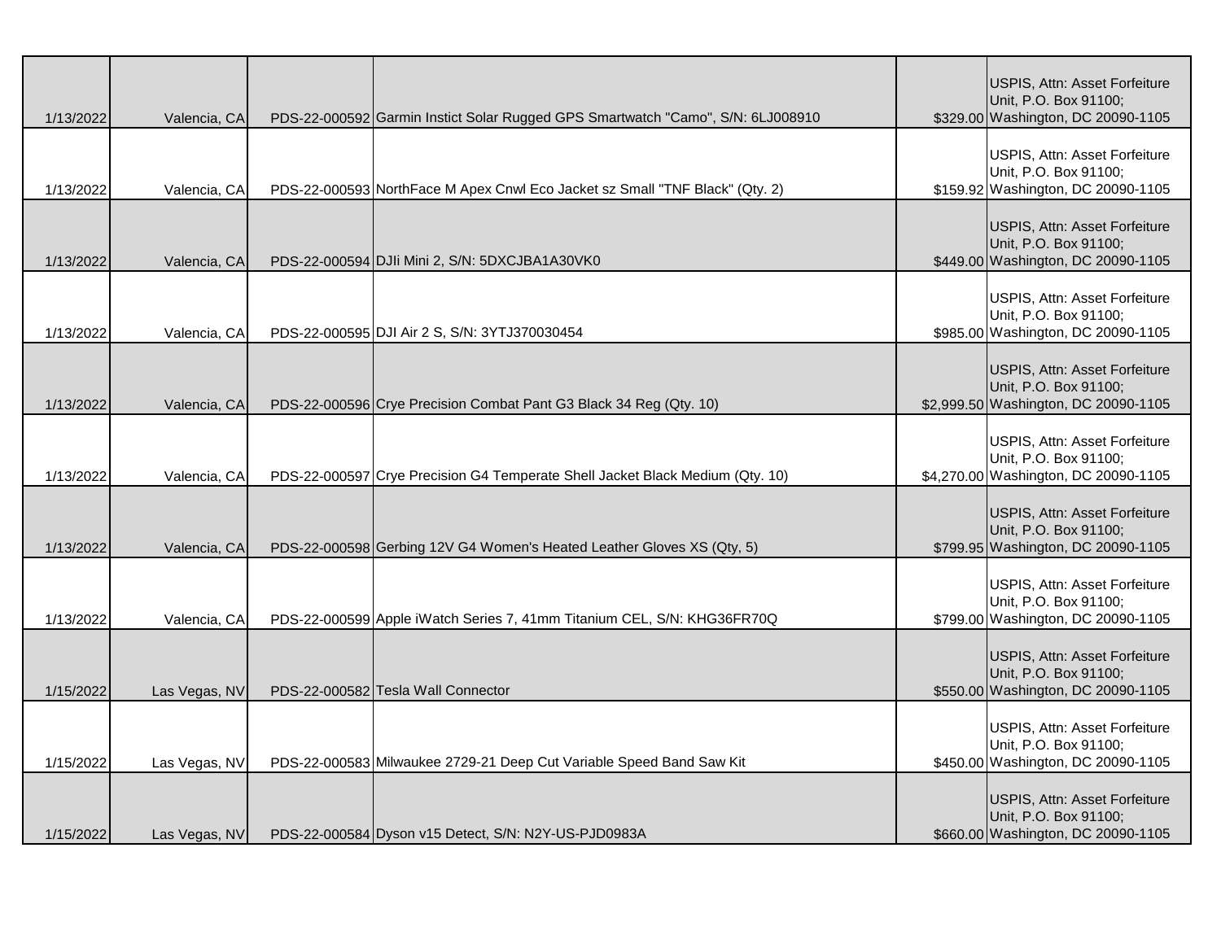| | | | | | |
|---|---|---|---|---|---|
| 1/13/2022 | Valencia, CA | PDS-22-000592 | Garmin Instict Solar Rugged GPS Smartwatch "Camo", S/N: 6LJ008910 | $329.00 | USPIS, Attn: Asset Forfeiture Unit, P.O. Box 91100; Washington, DC 20090-1105 |
| 1/13/2022 | Valencia, CA | PDS-22-000593 | NorthFace M Apex Cnwl Eco Jacket sz Small "TNF Black" (Qty. 2) | $159.92 | USPIS, Attn: Asset Forfeiture Unit, P.O. Box 91100; Washington, DC 20090-1105 |
| 1/13/2022 | Valencia, CA | PDS-22-000594 | DJIi Mini 2, S/N: 5DXCJBA1A30VK0 | $449.00 | USPIS, Attn: Asset Forfeiture Unit, P.O. Box 91100; Washington, DC 20090-1105 |
| 1/13/2022 | Valencia, CA | PDS-22-000595 | DJI Air 2 S, S/N: 3YTJ370030454 | $985.00 | USPIS, Attn: Asset Forfeiture Unit, P.O. Box 91100; Washington, DC 20090-1105 |
| 1/13/2022 | Valencia, CA | PDS-22-000596 | Crye Precision Combat Pant G3 Black 34 Reg (Qty. 10) | $2,999.50 | USPIS, Attn: Asset Forfeiture Unit, P.O. Box 91100; Washington, DC 20090-1105 |
| 1/13/2022 | Valencia, CA | PDS-22-000597 | Crye Precision G4 Temperate Shell Jacket Black Medium (Qty. 10) | $4,270.00 | USPIS, Attn: Asset Forfeiture Unit, P.O. Box 91100; Washington, DC 20090-1105 |
| 1/13/2022 | Valencia, CA | PDS-22-000598 | Gerbing 12V G4 Women's Heated Leather Gloves XS (Qty, 5) | $799.95 | USPIS, Attn: Asset Forfeiture Unit, P.O. Box 91100; Washington, DC 20090-1105 |
| 1/13/2022 | Valencia, CA | PDS-22-000599 | Apple iWatch Series 7, 41mm Titanium CEL, S/N: KHG36FR70Q | $799.00 | USPIS, Attn: Asset Forfeiture Unit, P.O. Box 91100; Washington, DC 20090-1105 |
| 1/15/2022 | Las Vegas, NV | PDS-22-000582 | Tesla Wall Connector | $550.00 | USPIS, Attn: Asset Forfeiture Unit, P.O. Box 91100; Washington, DC 20090-1105 |
| 1/15/2022 | Las Vegas, NV | PDS-22-000583 | Milwaukee 2729-21 Deep Cut Variable Speed Band Saw Kit | $450.00 | USPIS, Attn: Asset Forfeiture Unit, P.O. Box 91100; Washington, DC 20090-1105 |
| 1/15/2022 | Las Vegas, NV | PDS-22-000584 | Dyson v15 Detect, S/N: N2Y-US-PJD0983A | $660.00 | USPIS, Attn: Asset Forfeiture Unit, P.O. Box 91100; Washington, DC 20090-1105 |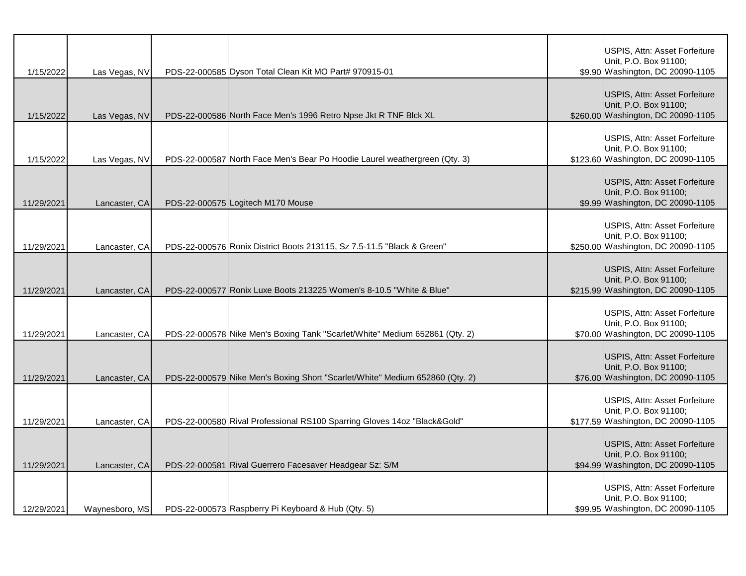| | | | | | |
|---|---|---|---|---|---|
| 1/15/2022 | Las Vegas, NV | PDS-22-000585 | Dyson Total Clean Kit MO Part# 970915-01 | $9.90 | USPIS, Attn: Asset Forfeiture Unit, P.O. Box 91100; Washington, DC 20090-1105 |
| 1/15/2022 | Las Vegas, NV | PDS-22-000586 | North Face Men's 1996 Retro Npse Jkt R TNF Blck XL | $260.00 | USPIS, Attn: Asset Forfeiture Unit, P.O. Box 91100; Washington, DC 20090-1105 |
| 1/15/2022 | Las Vegas, NV | PDS-22-000587 | North Face Men's Bear Po Hoodie Laurel weathergreen (Qty. 3) | $123.60 | USPIS, Attn: Asset Forfeiture Unit, P.O. Box 91100; Washington, DC 20090-1105 |
| 11/29/2021 | Lancaster, CA | PDS-22-000575 | Logitech M170 Mouse | $9.99 | USPIS, Attn: Asset Forfeiture Unit, P.O. Box 91100; Washington, DC 20090-1105 |
| 11/29/2021 | Lancaster, CA | PDS-22-000576 | Ronix District Boots 213115, Sz 7.5-11.5 "Black & Green" | $250.00 | USPIS, Attn: Asset Forfeiture Unit, P.O. Box 91100; Washington, DC 20090-1105 |
| 11/29/2021 | Lancaster, CA | PDS-22-000577 | Ronix Luxe Boots 213225 Women's 8-10.5 "White & Blue" | $215.99 | USPIS, Attn: Asset Forfeiture Unit, P.O. Box 91100; Washington, DC 20090-1105 |
| 11/29/2021 | Lancaster, CA | PDS-22-000578 | Nike Men's Boxing Tank "Scarlet/White" Medium 652861 (Qty. 2) | $70.00 | USPIS, Attn: Asset Forfeiture Unit, P.O. Box 91100; Washington, DC 20090-1105 |
| 11/29/2021 | Lancaster, CA | PDS-22-000579 | Nike Men's Boxing Short "Scarlet/White" Medium 652860 (Qty. 2) | $76.00 | USPIS, Attn: Asset Forfeiture Unit, P.O. Box 91100; Washington, DC 20090-1105 |
| 11/29/2021 | Lancaster, CA | PDS-22-000580 | Rival Professional RS100 Sparring Gloves 14oz "Black&Gold" | $177.59 | USPIS, Attn: Asset Forfeiture Unit, P.O. Box 91100; Washington, DC 20090-1105 |
| 11/29/2021 | Lancaster, CA | PDS-22-000581 | Rival Guerrero Facesaver Headgear Sz: S/M | $94.99 | USPIS, Attn: Asset Forfeiture Unit, P.O. Box 91100; Washington, DC 20090-1105 |
| 12/29/2021 | Waynesboro, MS | PDS-22-000573 | Raspberry Pi Keyboard & Hub (Qty. 5) | $99.95 | USPIS, Attn: Asset Forfeiture Unit, P.O. Box 91100; Washington, DC 20090-1105 |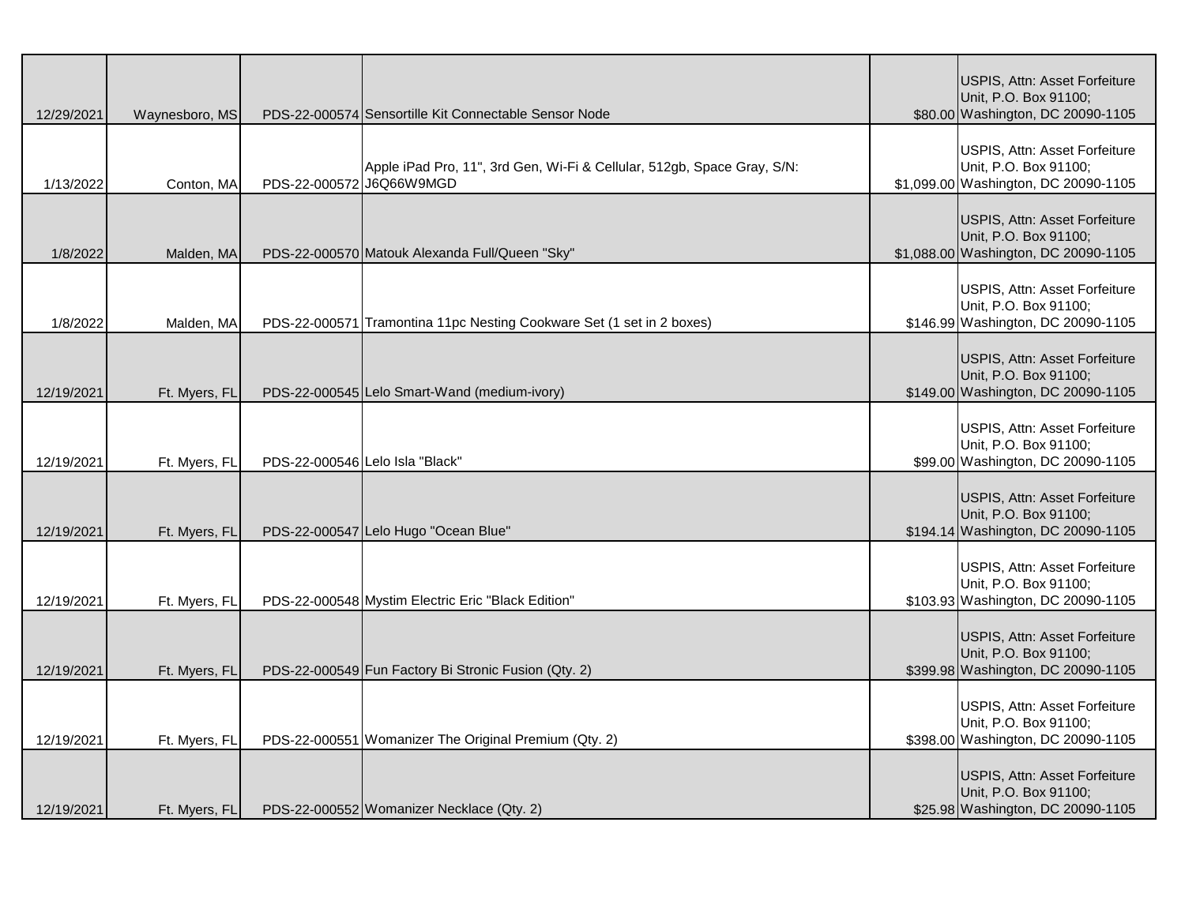| | | | | | |
|---|---|---|---|---|---|
| 12/29/2021 | Waynesboro, MS | PDS-22-000574 | Sensortille Kit Connectable Sensor Node | $80.00 | USPIS, Attn: Asset Forfeiture Unit, P.O. Box 91100; Washington, DC 20090-1105 |
| 1/13/2022 | Conton, MA | PDS-22-000572 | Apple iPad Pro, 11", 3rd Gen, Wi-Fi & Cellular, 512gb, Space Gray, S/N: J6Q66W9MGD | $1,099.00 | USPIS, Attn: Asset Forfeiture Unit, P.O. Box 91100; Washington, DC 20090-1105 |
| 1/8/2022 | Malden, MA | PDS-22-000570 | Matouk Alexanda Full/Queen "Sky" | $1,088.00 | USPIS, Attn: Asset Forfeiture Unit, P.O. Box 91100; Washington, DC 20090-1105 |
| 1/8/2022 | Malden, MA | PDS-22-000571 | Tramontina 11pc Nesting Cookware Set (1 set in 2 boxes) | $146.99 | USPIS, Attn: Asset Forfeiture Unit, P.O. Box 91100; Washington, DC 20090-1105 |
| 12/19/2021 | Ft. Myers, FL | PDS-22-000545 | Lelo Smart-Wand (medium-ivory) | $149.00 | USPIS, Attn: Asset Forfeiture Unit, P.O. Box 91100; Washington, DC 20090-1105 |
| 12/19/2021 | Ft. Myers, FL | PDS-22-000546 | Lelo Isla "Black" | $99.00 | USPIS, Attn: Asset Forfeiture Unit, P.O. Box 91100; Washington, DC 20090-1105 |
| 12/19/2021 | Ft. Myers, FL | PDS-22-000547 | Lelo Hugo "Ocean Blue" | $194.14 | USPIS, Attn: Asset Forfeiture Unit, P.O. Box 91100; Washington, DC 20090-1105 |
| 12/19/2021 | Ft. Myers, FL | PDS-22-000548 | Mystim Electric Eric "Black Edition" | $103.93 | USPIS, Attn: Asset Forfeiture Unit, P.O. Box 91100; Washington, DC 20090-1105 |
| 12/19/2021 | Ft. Myers, FL | PDS-22-000549 | Fun Factory Bi Stronic Fusion (Qty. 2) | $399.98 | USPIS, Attn: Asset Forfeiture Unit, P.O. Box 91100; Washington, DC 20090-1105 |
| 12/19/2021 | Ft. Myers, FL | PDS-22-000551 | Womanizer The Original Premium (Qty. 2) | $398.00 | USPIS, Attn: Asset Forfeiture Unit, P.O. Box 91100; Washington, DC 20090-1105 |
| 12/19/2021 | Ft. Myers, FL | PDS-22-000552 | Womanizer Necklace (Qty. 2) | $25.98 | USPIS, Attn: Asset Forfeiture Unit, P.O. Box 91100; Washington, DC 20090-1105 |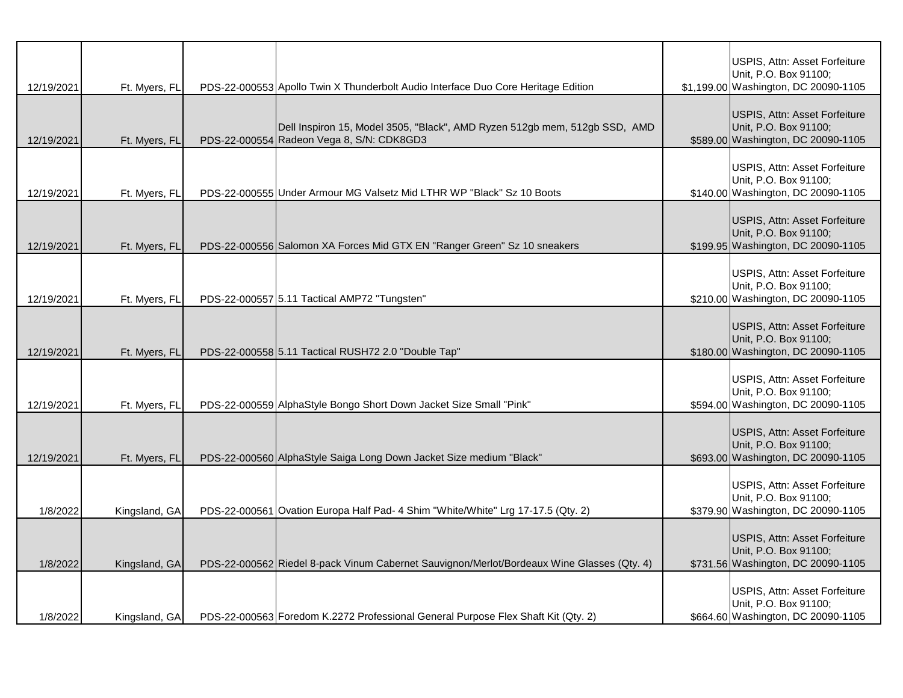| | | | | | |
|---|---|---|---|---|---|
| 12/19/2021 | Ft. Myers, FL | PDS-22-000553 | Apollo Twin X Thunderbolt Audio Interface Duo Core Heritage Edition | $1,199.00 | USPIS, Attn: Asset Forfeiture Unit, P.O. Box 91100; Washington, DC 20090-1105 |
| 12/19/2021 | Ft. Myers, FL | PDS-22-000554 | Dell Inspiron 15, Model 3505, "Black", AMD Ryzen 512gb mem, 512gb SSD, AMD Radeon Vega 8, S/N: CDK8GD3 | $589.00 | USPIS, Attn: Asset Forfeiture Unit, P.O. Box 91100; Washington, DC 20090-1105 |
| 12/19/2021 | Ft. Myers, FL | PDS-22-000555 | Under Armour MG Valsetz Mid LTHR WP "Black" Sz 10 Boots | $140.00 | USPIS, Attn: Asset Forfeiture Unit, P.O. Box 91100; Washington, DC 20090-1105 |
| 12/19/2021 | Ft. Myers, FL | PDS-22-000556 | Salomon XA Forces Mid GTX EN "Ranger Green" Sz 10 sneakers | $199.95 | USPIS, Attn: Asset Forfeiture Unit, P.O. Box 91100; Washington, DC 20090-1105 |
| 12/19/2021 | Ft. Myers, FL | PDS-22-000557 | 5.11 Tactical AMP72 "Tungsten" | $210.00 | USPIS, Attn: Asset Forfeiture Unit, P.O. Box 91100; Washington, DC 20090-1105 |
| 12/19/2021 | Ft. Myers, FL | PDS-22-000558 | 5.11 Tactical RUSH72 2.0 "Double Tap" | $180.00 | USPIS, Attn: Asset Forfeiture Unit, P.O. Box 91100; Washington, DC 20090-1105 |
| 12/19/2021 | Ft. Myers, FL | PDS-22-000559 | AlphaStyle Bongo Short Down Jacket Size Small "Pink" | $594.00 | USPIS, Attn: Asset Forfeiture Unit, P.O. Box 91100; Washington, DC 20090-1105 |
| 12/19/2021 | Ft. Myers, FL | PDS-22-000560 | AlphaStyle Saiga Long Down Jacket Size medium "Black" | $693.00 | USPIS, Attn: Asset Forfeiture Unit, P.O. Box 91100; Washington, DC 20090-1105 |
| 1/8/2022 | Kingsland, GA | PDS-22-000561 | Ovation Europa Half Pad- 4 Shim "White/White" Lrg 17-17.5 (Qty. 2) | $379.90 | USPIS, Attn: Asset Forfeiture Unit, P.O. Box 91100; Washington, DC 20090-1105 |
| 1/8/2022 | Kingsland, GA | PDS-22-000562 | Riedel 8-pack Vinum Cabernet Sauvignon/Merlot/Bordeaux Wine Glasses (Qty. 4) | $731.56 | USPIS, Attn: Asset Forfeiture Unit, P.O. Box 91100; Washington, DC 20090-1105 |
| 1/8/2022 | Kingsland, GA | PDS-22-000563 | Foredom K.2272 Professional General Purpose Flex Shaft Kit (Qty. 2) | $664.60 | USPIS, Attn: Asset Forfeiture Unit, P.O. Box 91100; Washington, DC 20090-1105 |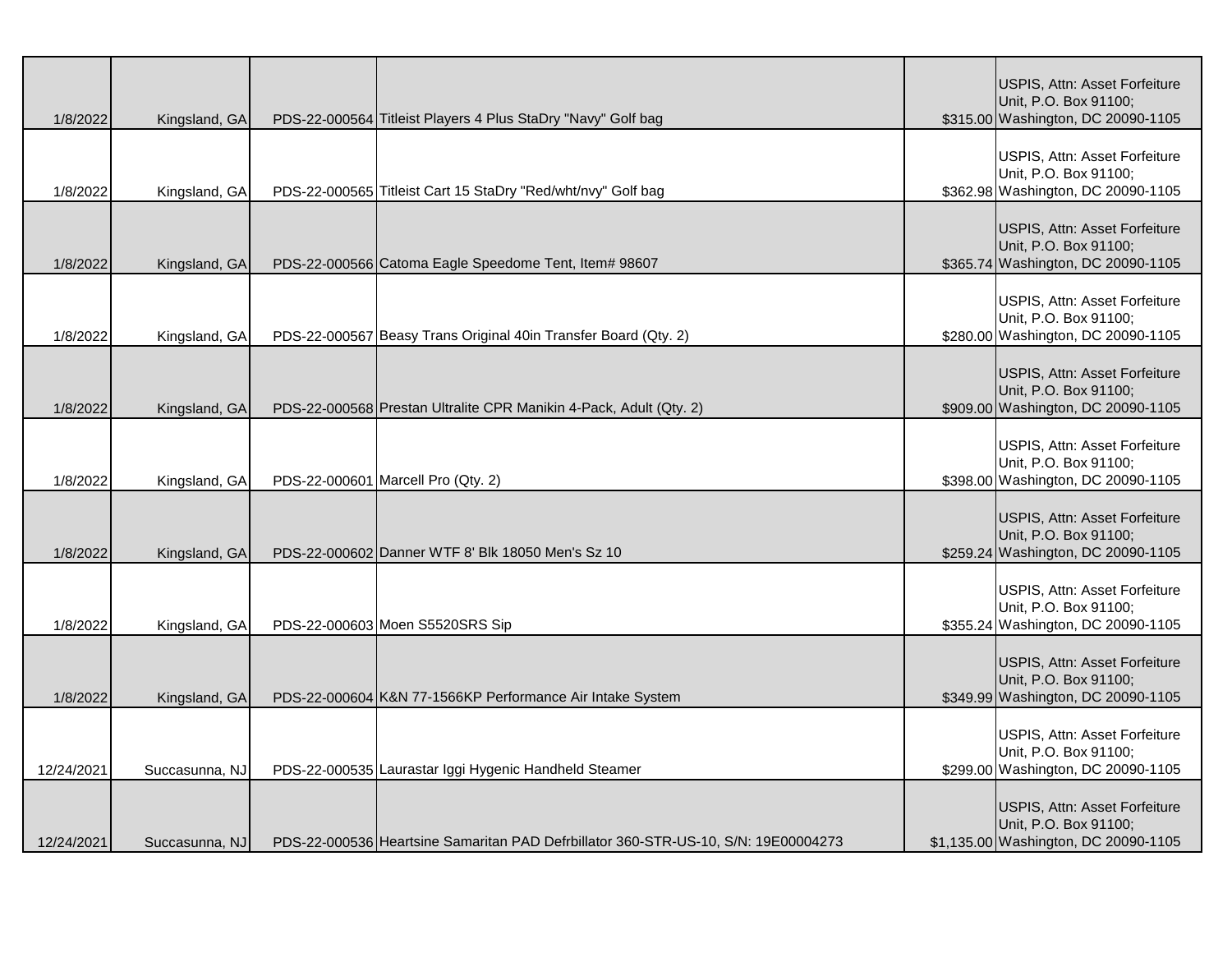| | | | | | |
|---|---|---|---|---|---|
| 1/8/2022 | Kingsland, GA | PDS-22-000564 | Titleist Players 4 Plus StaDry "Navy" Golf bag | $315.00 | USPIS, Attn: Asset Forfeiture Unit, P.O. Box 91100; Washington, DC 20090-1105 |
| 1/8/2022 | Kingsland, GA | PDS-22-000565 | Titleist Cart 15 StaDry "Red/wht/nvy" Golf bag | $362.98 | USPIS, Attn: Asset Forfeiture Unit, P.O. Box 91100; Washington, DC 20090-1105 |
| 1/8/2022 | Kingsland, GA | PDS-22-000566 | Catoma Eagle Speedome Tent, Item# 98607 | $365.74 | USPIS, Attn: Asset Forfeiture Unit, P.O. Box 91100; Washington, DC 20090-1105 |
| 1/8/2022 | Kingsland, GA | PDS-22-000567 | Beasy Trans Original 40in Transfer Board (Qty. 2) | $280.00 | USPIS, Attn: Asset Forfeiture Unit, P.O. Box 91100; Washington, DC 20090-1105 |
| 1/8/2022 | Kingsland, GA | PDS-22-000568 | Prestan Ultralite CPR Manikin 4-Pack, Adult (Qty. 2) | $909.00 | USPIS, Attn: Asset Forfeiture Unit, P.O. Box 91100; Washington, DC 20090-1105 |
| 1/8/2022 | Kingsland, GA | PDS-22-000601 | Marcell Pro (Qty. 2) | $398.00 | USPIS, Attn: Asset Forfeiture Unit, P.O. Box 91100; Washington, DC 20090-1105 |
| 1/8/2022 | Kingsland, GA | PDS-22-000602 | Danner WTF 8' Blk 18050 Men's Sz 10 | $259.24 | USPIS, Attn: Asset Forfeiture Unit, P.O. Box 91100; Washington, DC 20090-1105 |
| 1/8/2022 | Kingsland, GA | PDS-22-000603 | Moen S5520SRS Sip | $355.24 | USPIS, Attn: Asset Forfeiture Unit, P.O. Box 91100; Washington, DC 20090-1105 |
| 1/8/2022 | Kingsland, GA | PDS-22-000604 | K&N 77-1566KP Performance Air Intake System | $349.99 | USPIS, Attn: Asset Forfeiture Unit, P.O. Box 91100; Washington, DC 20090-1105 |
| 12/24/2021 | Succasunna, NJ | PDS-22-000535 | Laurastar Iggi Hygenic Handheld Steamer | $299.00 | USPIS, Attn: Asset Forfeiture Unit, P.O. Box 91100; Washington, DC 20090-1105 |
| 12/24/2021 | Succasunna, NJ | PDS-22-000536 | Heartsine Samaritan PAD Defrbillator 360-STR-US-10, S/N: 19E00004273 | $1,135.00 | USPIS, Attn: Asset Forfeiture Unit, P.O. Box 91100; Washington, DC 20090-1105 |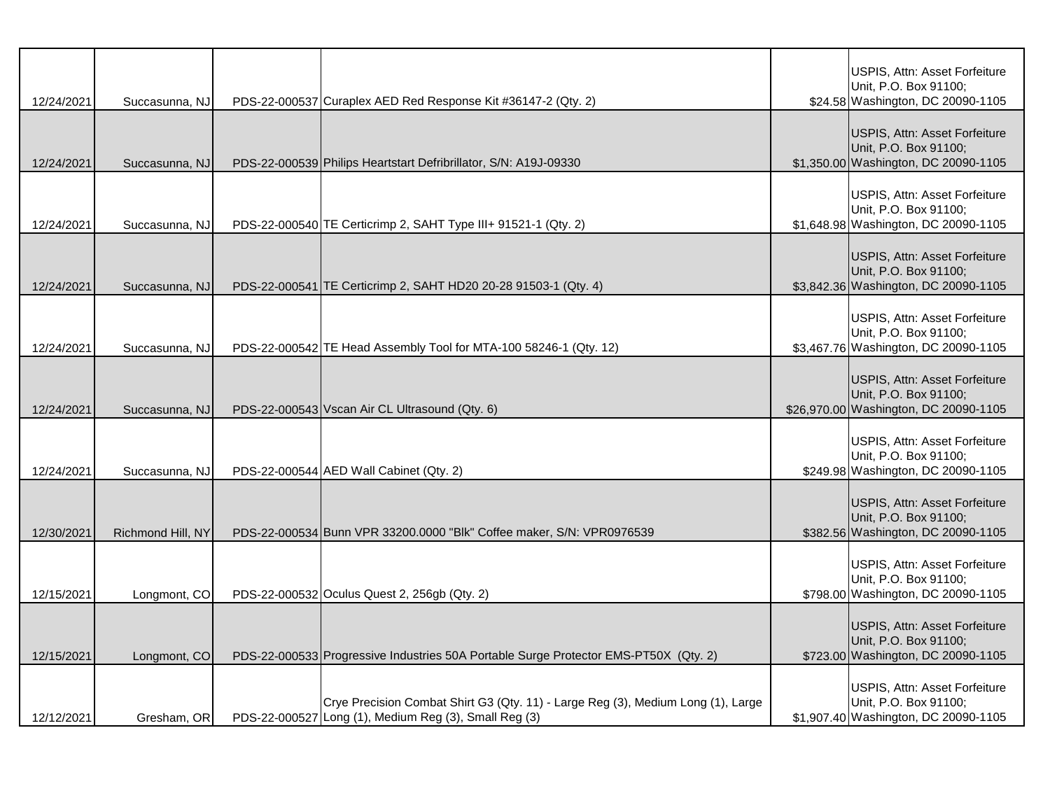| | | | | | |
|---|---|---|---|---|---|
| 12/24/2021 | Succasunna, NJ | PDS-22-000537 | Curaplex AED Red Response Kit #36147-2 (Qty. 2) | $24.58 | USPIS, Attn: Asset Forfeiture Unit, P.O. Box 91100; Washington, DC 20090-1105 |
| 12/24/2021 | Succasunna, NJ | PDS-22-000539 | Philips Heartstart Defribrillator, S/N: A19J-09330 | $1,350.00 | USPIS, Attn: Asset Forfeiture Unit, P.O. Box 91100; Washington, DC 20090-1105 |
| 12/24/2021 | Succasunna, NJ | PDS-22-000540 | TE Certicrimp 2, SAHT Type III+ 91521-1 (Qty. 2) | $1,648.98 | USPIS, Attn: Asset Forfeiture Unit, P.O. Box 91100; Washington, DC 20090-1105 |
| 12/24/2021 | Succasunna, NJ | PDS-22-000541 | TE Certicrimp 2, SAHT HD20 20-28 91503-1 (Qty. 4) | $3,842.36 | USPIS, Attn: Asset Forfeiture Unit, P.O. Box 91100; Washington, DC 20090-1105 |
| 12/24/2021 | Succasunna, NJ | PDS-22-000542 | TE Head Assembly Tool for MTA-100 58246-1 (Qty. 12) | $3,467.76 | USPIS, Attn: Asset Forfeiture Unit, P.O. Box 91100; Washington, DC 20090-1105 |
| 12/24/2021 | Succasunna, NJ | PDS-22-000543 | Vscan Air CL Ultrasound (Qty. 6) | $26,970.00 | USPIS, Attn: Asset Forfeiture Unit, P.O. Box 91100; Washington, DC 20090-1105 |
| 12/24/2021 | Succasunna, NJ | PDS-22-000544 | AED Wall Cabinet (Qty. 2) | $249.98 | USPIS, Attn: Asset Forfeiture Unit, P.O. Box 91100; Washington, DC 20090-1105 |
| 12/30/2021 | Richmond Hill, NY | PDS-22-000534 | Bunn VPR 33200.0000 "Blk" Coffee maker, S/N: VPR0976539 | $382.56 | USPIS, Attn: Asset Forfeiture Unit, P.O. Box 91100; Washington, DC 20090-1105 |
| 12/15/2021 | Longmont, CO | PDS-22-000532 | Oculus Quest 2, 256gb (Qty. 2) | $798.00 | USPIS, Attn: Asset Forfeiture Unit, P.O. Box 91100; Washington, DC 20090-1105 |
| 12/15/2021 | Longmont, CO | PDS-22-000533 | Progressive Industries 50A Portable Surge Protector EMS-PT50X (Qty. 2) | $723.00 | USPIS, Attn: Asset Forfeiture Unit, P.O. Box 91100; Washington, DC 20090-1105 |
| 12/12/2021 | Gresham, OR | PDS-22-000527 | Crye Precision Combat Shirt G3 (Qty. 11) - Large Reg (3), Medium Long (1), Large Long (1), Medium Reg (3), Small Reg (3) | $1,907.40 | USPIS, Attn: Asset Forfeiture Unit, P.O. Box 91100; Washington, DC 20090-1105 |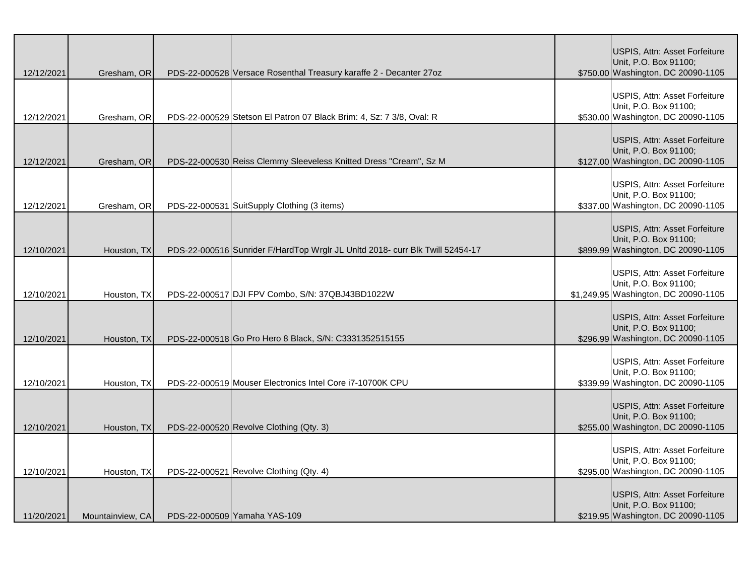| | | | | | |
|---|---|---|---|---|---|
| 12/12/2021 | Gresham, OR | PDS-22-000528 | Versace Rosenthal Treasury karaffe 2 - Decanter 27oz | $750.00 | USPIS, Attn: Asset Forfeiture Unit, P.O. Box 91100; Washington, DC 20090-1105 |
| 12/12/2021 | Gresham, OR | PDS-22-000529 | Stetson El Patron 07 Black Brim: 4, Sz: 7 3/8, Oval: R | $530.00 | USPIS, Attn: Asset Forfeiture Unit, P.O. Box 91100; Washington, DC 20090-1105 |
| 12/12/2021 | Gresham, OR | PDS-22-000530 | Reiss Clemmy Sleeveless Knitted Dress "Cream", Sz M | $127.00 | USPIS, Attn: Asset Forfeiture Unit, P.O. Box 91100; Washington, DC 20090-1105 |
| 12/12/2021 | Gresham, OR | PDS-22-000531 | SuitSupply Clothing (3 items) | $337.00 | USPIS, Attn: Asset Forfeiture Unit, P.O. Box 91100; Washington, DC 20090-1105 |
| 12/10/2021 | Houston, TX | PDS-22-000516 | Sunrider F/HardTop Wrglr JL Unltd 2018- curr Blk Twill 52454-17 | $899.99 | USPIS, Attn: Asset Forfeiture Unit, P.O. Box 91100; Washington, DC 20090-1105 |
| 12/10/2021 | Houston, TX | PDS-22-000517 | DJI FPV Combo, S/N: 37QBJ43BD1022W | $1,249.95 | USPIS, Attn: Asset Forfeiture Unit, P.O. Box 91100; Washington, DC 20090-1105 |
| 12/10/2021 | Houston, TX | PDS-22-000518 | Go Pro Hero 8 Black, S/N: C3331352515155 | $296.99 | USPIS, Attn: Asset Forfeiture Unit, P.O. Box 91100; Washington, DC 20090-1105 |
| 12/10/2021 | Houston, TX | PDS-22-000519 | Mouser Electronics Intel Core i7-10700K CPU | $339.99 | USPIS, Attn: Asset Forfeiture Unit, P.O. Box 91100; Washington, DC 20090-1105 |
| 12/10/2021 | Houston, TX | PDS-22-000520 | Revolve Clothing (Qty. 3) | $255.00 | USPIS, Attn: Asset Forfeiture Unit, P.O. Box 91100; Washington, DC 20090-1105 |
| 12/10/2021 | Houston, TX | PDS-22-000521 | Revolve Clothing (Qty. 4) | $295.00 | USPIS, Attn: Asset Forfeiture Unit, P.O. Box 91100; Washington, DC 20090-1105 |
| 11/20/2021 | Mountainview, CA | PDS-22-000509 | Yamaha YAS-109 | $219.95 | USPIS, Attn: Asset Forfeiture Unit, P.O. Box 91100; Washington, DC 20090-1105 |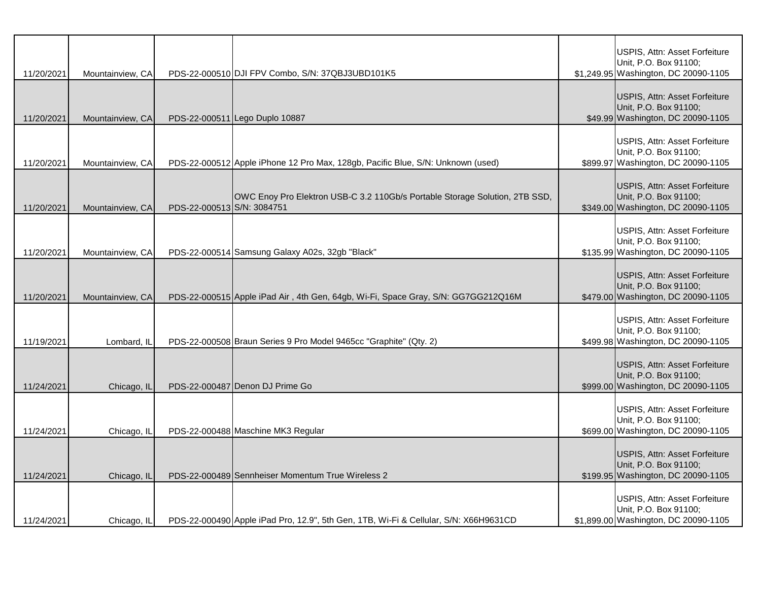| | | | | | |
|---|---|---|---|---|---|
| 11/20/2021 | Mountainview, CA | PDS-22-000510 | DJI FPV Combo, S/N: 37QBJ3UBD101K5 | $1,249.95 | USPIS, Attn: Asset Forfeiture Unit, P.O. Box 91100; Washington, DC 20090-1105 |
| 11/20/2021 | Mountainview, CA | PDS-22-000511 | Lego Duplo 10887 | $49.99 | USPIS, Attn: Asset Forfeiture Unit, P.O. Box 91100; Washington, DC 20090-1105 |
| 11/20/2021 | Mountainview, CA | PDS-22-000512 | Apple iPhone 12 Pro Max, 128gb, Pacific Blue, S/N: Unknown (used) | $899.97 | USPIS, Attn: Asset Forfeiture Unit, P.O. Box 91100; Washington, DC 20090-1105 |
| 11/20/2021 | Mountainview, CA | PDS-22-000513 | OWC Enoy Pro Elektron USB-C 3.2 110Gb/s Portable Storage Solution, 2TB SSD, S/N: 3084751 | $349.00 | USPIS, Attn: Asset Forfeiture Unit, P.O. Box 91100; Washington, DC 20090-1105 |
| 11/20/2021 | Mountainview, CA | PDS-22-000514 | Samsung Galaxy A02s, 32gb "Black" | $135.99 | USPIS, Attn: Asset Forfeiture Unit, P.O. Box 91100; Washington, DC 20090-1105 |
| 11/20/2021 | Mountainview, CA | PDS-22-000515 | Apple iPad Air , 4th Gen, 64gb, Wi-Fi, Space Gray, S/N: GG7GG212Q16M | $479.00 | USPIS, Attn: Asset Forfeiture Unit, P.O. Box 91100; Washington, DC 20090-1105 |
| 11/19/2021 | Lombard, IL | PDS-22-000508 | Braun Series 9 Pro Model 9465cc "Graphite" (Qty. 2) | $499.98 | USPIS, Attn: Asset Forfeiture Unit, P.O. Box 91100; Washington, DC 20090-1105 |
| 11/24/2021 | Chicago, IL | PDS-22-000487 | Denon DJ Prime Go | $999.00 | USPIS, Attn: Asset Forfeiture Unit, P.O. Box 91100; Washington, DC 20090-1105 |
| 11/24/2021 | Chicago, IL | PDS-22-000488 | Maschine MK3 Regular | $699.00 | USPIS, Attn: Asset Forfeiture Unit, P.O. Box 91100; Washington, DC 20090-1105 |
| 11/24/2021 | Chicago, IL | PDS-22-000489 | Sennheiser Momentum True Wireless 2 | $199.95 | USPIS, Attn: Asset Forfeiture Unit, P.O. Box 91100; Washington, DC 20090-1105 |
| 11/24/2021 | Chicago, IL | PDS-22-000490 | Apple iPad Pro, 12.9", 5th Gen, 1TB, Wi-Fi & Cellular, S/N: X66H9631CD | $1,899.00 | USPIS, Attn: Asset Forfeiture Unit, P.O. Box 91100; Washington, DC 20090-1105 |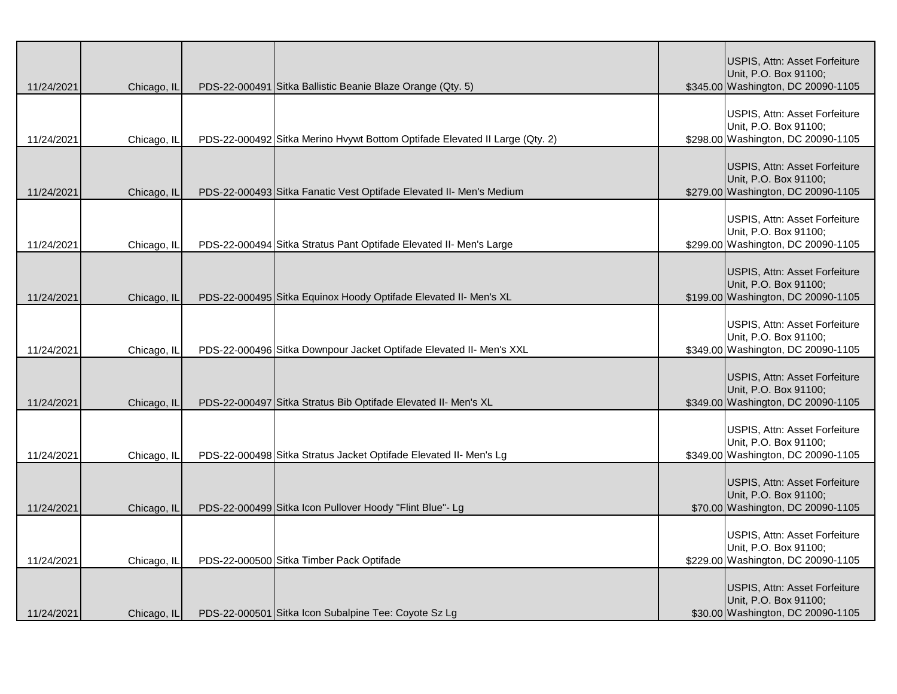|  |  |  |  |  |  |
|---|---|---|---|---|---|
| 11/24/2021 | Chicago, IL | PDS-22-000491 | Sitka Ballistic Beanie Blaze Orange (Qty. 5) | $345.00 | USPIS, Attn: Asset Forfeiture Unit, P.O. Box 91100; Washington, DC 20090-1105 |
| 11/24/2021 | Chicago, IL | PDS-22-000492 | Sitka Merino Hvywt Bottom Optifade Elevated II Large (Qty. 2) | $298.00 | USPIS, Attn: Asset Forfeiture Unit, P.O. Box 91100; Washington, DC 20090-1105 |
| 11/24/2021 | Chicago, IL | PDS-22-000493 | Sitka Fanatic Vest Optifade Elevated II- Men's Medium | $279.00 | USPIS, Attn: Asset Forfeiture Unit, P.O. Box 91100; Washington, DC 20090-1105 |
| 11/24/2021 | Chicago, IL | PDS-22-000494 | Sitka Stratus Pant Optifade Elevated II- Men's Large | $299.00 | USPIS, Attn: Asset Forfeiture Unit, P.O. Box 91100; Washington, DC 20090-1105 |
| 11/24/2021 | Chicago, IL | PDS-22-000495 | Sitka Equinox Hoody Optifade Elevated II- Men's XL | $199.00 | USPIS, Attn: Asset Forfeiture Unit, P.O. Box 91100; Washington, DC 20090-1105 |
| 11/24/2021 | Chicago, IL | PDS-22-000496 | Sitka Downpour Jacket Optifade Elevated II- Men's XXL | $349.00 | USPIS, Attn: Asset Forfeiture Unit, P.O. Box 91100; Washington, DC 20090-1105 |
| 11/24/2021 | Chicago, IL | PDS-22-000497 | Sitka Stratus Bib Optifade Elevated II- Men's XL | $349.00 | USPIS, Attn: Asset Forfeiture Unit, P.O. Box 91100; Washington, DC 20090-1105 |
| 11/24/2021 | Chicago, IL | PDS-22-000498 | Sitka Stratus Jacket Optifade Elevated II- Men's Lg | $349.00 | USPIS, Attn: Asset Forfeiture Unit, P.O. Box 91100; Washington, DC 20090-1105 |
| 11/24/2021 | Chicago, IL | PDS-22-000499 | Sitka Icon Pullover Hoody "Flint Blue"- Lg | $70.00 | USPIS, Attn: Asset Forfeiture Unit, P.O. Box 91100; Washington, DC 20090-1105 |
| 11/24/2021 | Chicago, IL | PDS-22-000500 | Sitka Timber Pack Optifade | $229.00 | USPIS, Attn: Asset Forfeiture Unit, P.O. Box 91100; Washington, DC 20090-1105 |
| 11/24/2021 | Chicago, IL | PDS-22-000501 | Sitka Icon Subalpine Tee: Coyote Sz Lg | $30.00 | USPIS, Attn: Asset Forfeiture Unit, P.O. Box 91100; Washington, DC 20090-1105 |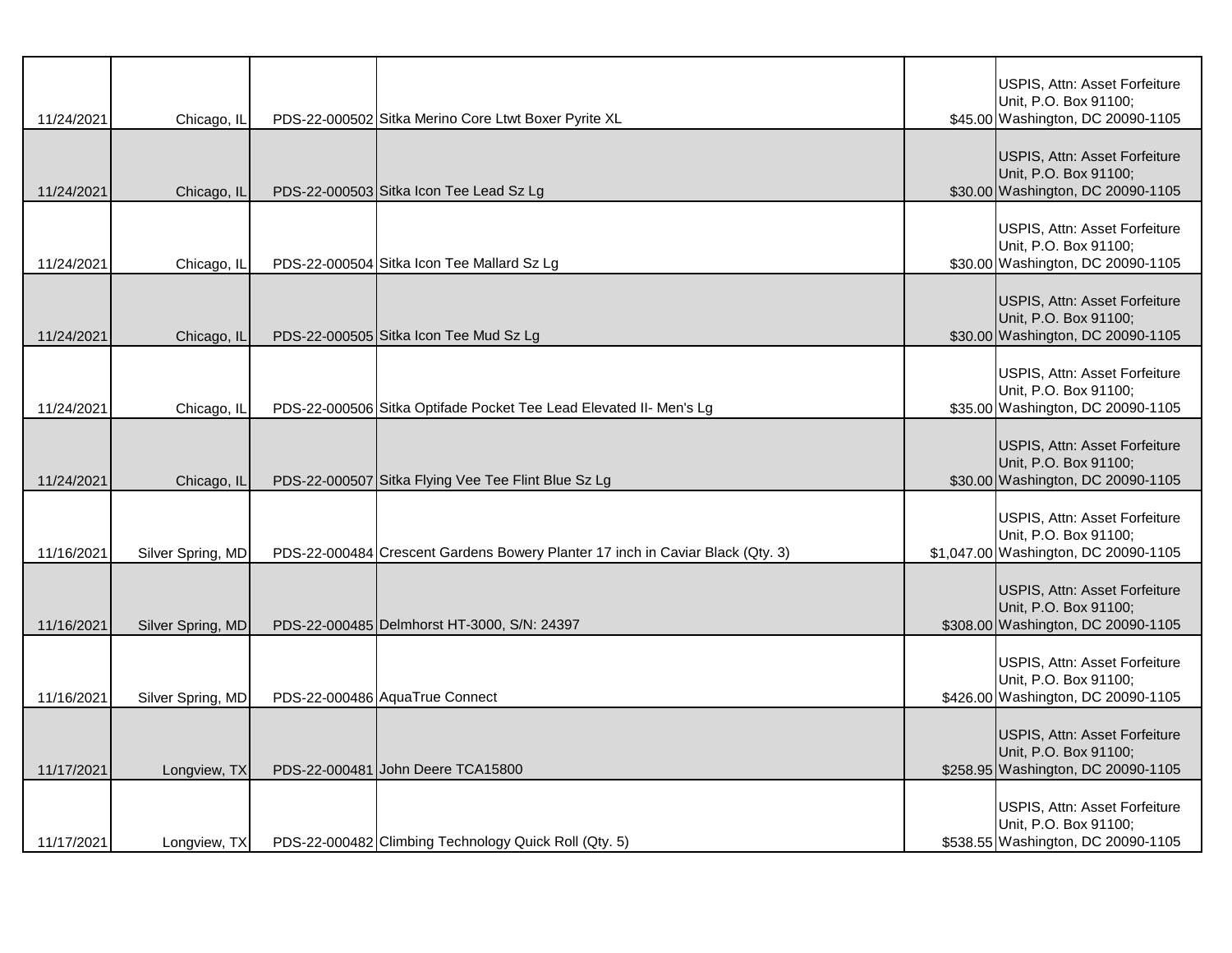| | | | | | |
|---|---|---|---|---|---|
| 11/24/2021 | Chicago, IL | PDS-22-000502 | Sitka Merino Core Ltwt Boxer Pyrite XL | $45.00 | USPIS, Attn: Asset Forfeiture Unit, P.O. Box 91100; Washington, DC 20090-1105 |
| 11/24/2021 | Chicago, IL | PDS-22-000503 | Sitka Icon Tee Lead Sz Lg | $30.00 | USPIS, Attn: Asset Forfeiture Unit, P.O. Box 91100; Washington, DC 20090-1105 |
| 11/24/2021 | Chicago, IL | PDS-22-000504 | Sitka Icon Tee Mallard Sz Lg | $30.00 | USPIS, Attn: Asset Forfeiture Unit, P.O. Box 91100; Washington, DC 20090-1105 |
| 11/24/2021 | Chicago, IL | PDS-22-000505 | Sitka Icon Tee Mud Sz Lg | $30.00 | USPIS, Attn: Asset Forfeiture Unit, P.O. Box 91100; Washington, DC 20090-1105 |
| 11/24/2021 | Chicago, IL | PDS-22-000506 | Sitka Optifade Pocket Tee Lead Elevated II- Men's Lg | $35.00 | USPIS, Attn: Asset Forfeiture Unit, P.O. Box 91100; Washington, DC 20090-1105 |
| 11/24/2021 | Chicago, IL | PDS-22-000507 | Sitka Flying Vee Tee Flint Blue Sz Lg | $30.00 | USPIS, Attn: Asset Forfeiture Unit, P.O. Box 91100; Washington, DC 20090-1105 |
| 11/16/2021 | Silver Spring, MD | PDS-22-000484 | Crescent Gardens Bowery Planter 17 inch in Caviar Black (Qty. 3) | $1,047.00 | USPIS, Attn: Asset Forfeiture Unit, P.O. Box 91100; Washington, DC 20090-1105 |
| 11/16/2021 | Silver Spring, MD | PDS-22-000485 | Delmhorst HT-3000, S/N: 24397 | $308.00 | USPIS, Attn: Asset Forfeiture Unit, P.O. Box 91100; Washington, DC 20090-1105 |
| 11/16/2021 | Silver Spring, MD | PDS-22-000486 | AquaTrue Connect | $426.00 | USPIS, Attn: Asset Forfeiture Unit, P.O. Box 91100; Washington, DC 20090-1105 |
| 11/17/2021 | Longview, TX | PDS-22-000481 | John Deere TCA15800 | $258.95 | USPIS, Attn: Asset Forfeiture Unit, P.O. Box 91100; Washington, DC 20090-1105 |
| 11/17/2021 | Longview, TX | PDS-22-000482 | Climbing Technology Quick Roll (Qty. 5) | $538.55 | USPIS, Attn: Asset Forfeiture Unit, P.O. Box 91100; Washington, DC 20090-1105 |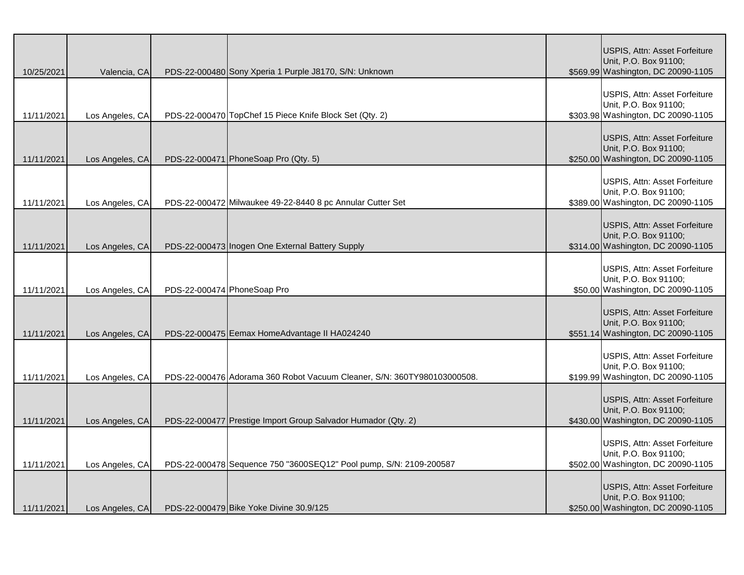| | | | | | |
|---|---|---|---|---|---|
| 10/25/2021 | Valencia, CA | PDS-22-000480 | Sony Xperia 1 Purple J8170, S/N: Unknown | $569.99 | USPIS, Attn: Asset Forfeiture Unit, P.O. Box 91100; Washington, DC 20090-1105 |
| 11/11/2021 | Los Angeles, CA | PDS-22-000470 | TopChef 15 Piece Knife Block Set (Qty. 2) | $303.98 | USPIS, Attn: Asset Forfeiture Unit, P.O. Box 91100; Washington, DC 20090-1105 |
| 11/11/2021 | Los Angeles, CA | PDS-22-000471 | PhoneSoap Pro (Qty. 5) | $250.00 | USPIS, Attn: Asset Forfeiture Unit, P.O. Box 91100; Washington, DC 20090-1105 |
| 11/11/2021 | Los Angeles, CA | PDS-22-000472 | Milwaukee 49-22-8440 8 pc Annular Cutter Set | $389.00 | USPIS, Attn: Asset Forfeiture Unit, P.O. Box 91100; Washington, DC 20090-1105 |
| 11/11/2021 | Los Angeles, CA | PDS-22-000473 | Inogen One External Battery Supply | $314.00 | USPIS, Attn: Asset Forfeiture Unit, P.O. Box 91100; Washington, DC 20090-1105 |
| 11/11/2021 | Los Angeles, CA | PDS-22-000474 | PhoneSoap Pro | $50.00 | USPIS, Attn: Asset Forfeiture Unit, P.O. Box 91100; Washington, DC 20090-1105 |
| 11/11/2021 | Los Angeles, CA | PDS-22-000475 | Eemax HomeAdvantage II HA024240 | $551.14 | USPIS, Attn: Asset Forfeiture Unit, P.O. Box 91100; Washington, DC 20090-1105 |
| 11/11/2021 | Los Angeles, CA | PDS-22-000476 | Adorama 360 Robot Vacuum Cleaner, S/N: 360TY980103000508. | $199.99 | USPIS, Attn: Asset Forfeiture Unit, P.O. Box 91100; Washington, DC 20090-1105 |
| 11/11/2021 | Los Angeles, CA | PDS-22-000477 | Prestige Import Group Salvador Humador (Qty. 2) | $430.00 | USPIS, Attn: Asset Forfeiture Unit, P.O. Box 91100; Washington, DC 20090-1105 |
| 11/11/2021 | Los Angeles, CA | PDS-22-000478 | Sequence 750 "3600SEQ12" Pool pump, S/N: 2109-200587 | $502.00 | USPIS, Attn: Asset Forfeiture Unit, P.O. Box 91100; Washington, DC 20090-1105 |
| 11/11/2021 | Los Angeles, CA | PDS-22-000479 | Bike Yoke Divine 30.9/125 | $250.00 | USPIS, Attn: Asset Forfeiture Unit, P.O. Box 91100; Washington, DC 20090-1105 |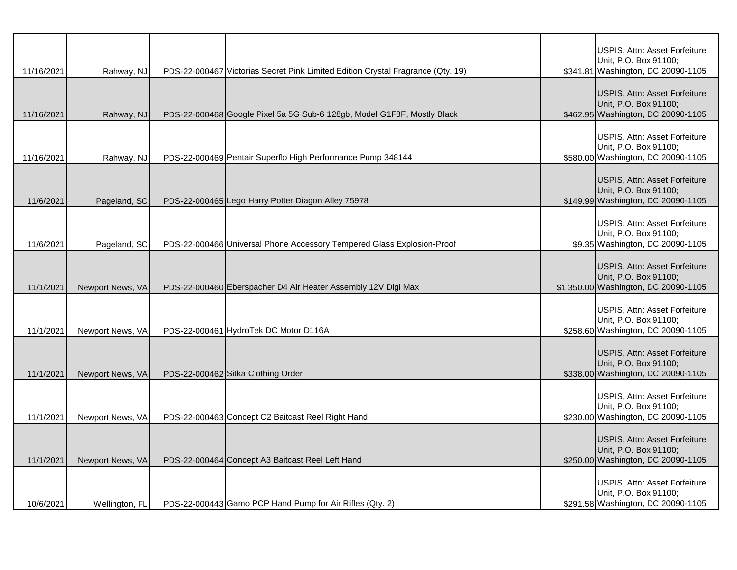| | | | | | |
|---|---|---|---|---|---|
| 11/16/2021 | Rahway, NJ | PDS-22-000467 | Victorias Secret Pink Limited Edition Crystal Fragrance (Qty. 19) | $341.81 | USPIS, Attn: Asset Forfeiture Unit, P.O. Box 91100; Washington, DC 20090-1105 |
| 11/16/2021 | Rahway, NJ | PDS-22-000468 | Google Pixel 5a 5G Sub-6 128gb, Model G1F8F, Mostly Black | $462.95 | USPIS, Attn: Asset Forfeiture Unit, P.O. Box 91100; Washington, DC 20090-1105 |
| 11/16/2021 | Rahway, NJ | PDS-22-000469 | Pentair Superflo High Performance Pump 348144 | $580.00 | USPIS, Attn: Asset Forfeiture Unit, P.O. Box 91100; Washington, DC 20090-1105 |
| 11/6/2021 | Pageland, SC | PDS-22-000465 | Lego Harry Potter Diagon Alley 75978 | $149.99 | USPIS, Attn: Asset Forfeiture Unit, P.O. Box 91100; Washington, DC 20090-1105 |
| 11/6/2021 | Pageland, SC | PDS-22-000466 | Universal Phone Accessory Tempered Glass Explosion-Proof | $9.35 | USPIS, Attn: Asset Forfeiture Unit, P.O. Box 91100; Washington, DC 20090-1105 |
| 11/1/2021 | Newport News, VA | PDS-22-000460 | Eberspacher D4 Air Heater Assembly 12V Digi Max | $1,350.00 | USPIS, Attn: Asset Forfeiture Unit, P.O. Box 91100; Washington, DC 20090-1105 |
| 11/1/2021 | Newport News, VA | PDS-22-000461 | HydroTek DC Motor D116A | $258.60 | USPIS, Attn: Asset Forfeiture Unit, P.O. Box 91100; Washington, DC 20090-1105 |
| 11/1/2021 | Newport News, VA | PDS-22-000462 | Sitka Clothing Order | $338.00 | USPIS, Attn: Asset Forfeiture Unit, P.O. Box 91100; Washington, DC 20090-1105 |
| 11/1/2021 | Newport News, VA | PDS-22-000463 | Concept C2 Baitcast Reel Right Hand | $230.00 | USPIS, Attn: Asset Forfeiture Unit, P.O. Box 91100; Washington, DC 20090-1105 |
| 11/1/2021 | Newport News, VA | PDS-22-000464 | Concept A3 Baitcast Reel Left Hand | $250.00 | USPIS, Attn: Asset Forfeiture Unit, P.O. Box 91100; Washington, DC 20090-1105 |
| 10/6/2021 | Wellington, FL | PDS-22-000443 | Gamo PCP Hand Pump for Air Rifles (Qty. 2) | $291.58 | USPIS, Attn: Asset Forfeiture Unit, P.O. Box 91100; Washington, DC 20090-1105 |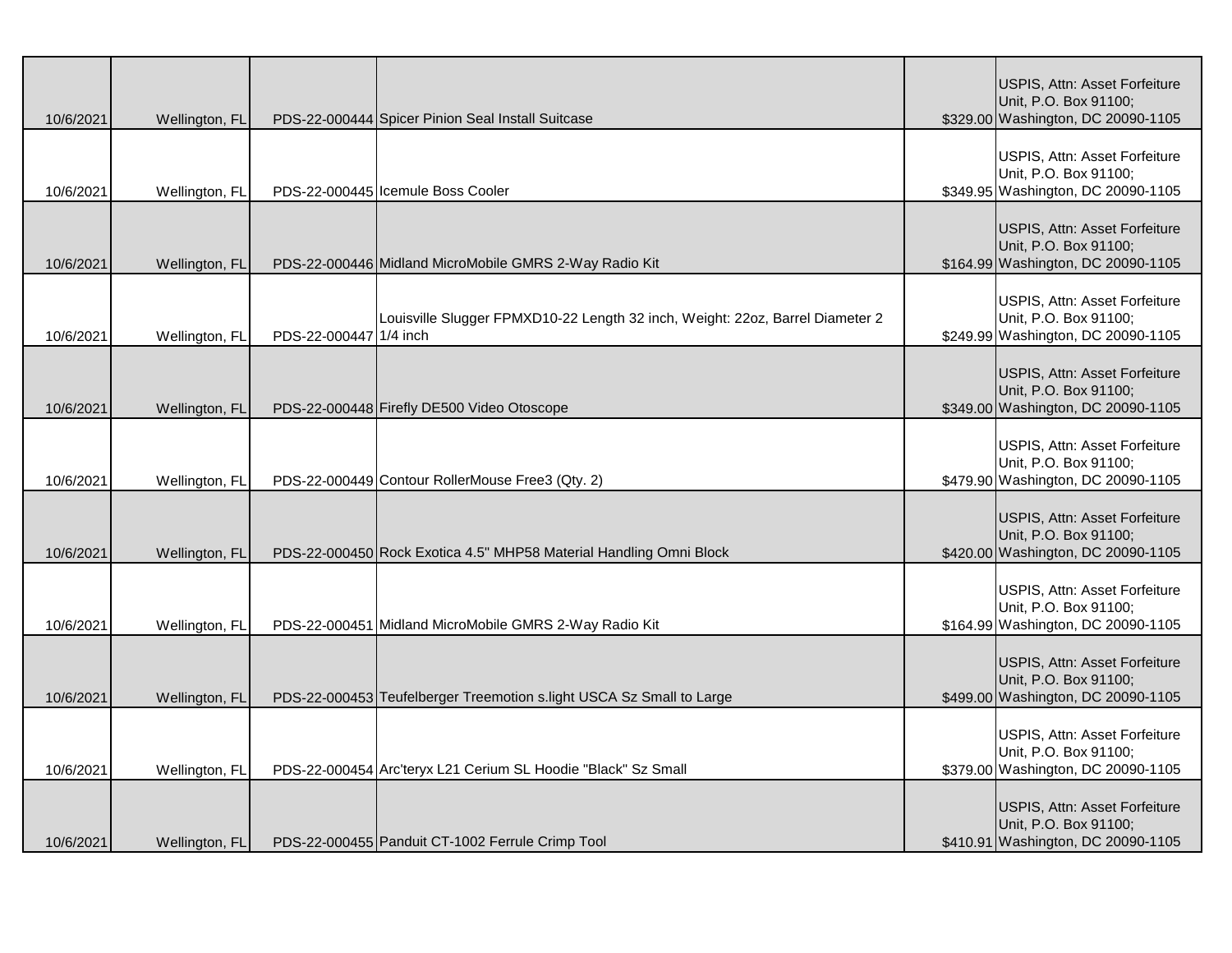| | | | | | |
|---|---|---|---|---|---|
| 10/6/2021 | Wellington, FL | PDS-22-000444 | Spicer Pinion Seal Install Suitcase | $329.00 | USPIS, Attn: Asset Forfeiture Unit, P.O. Box 91100; Washington, DC 20090-1105 |
| 10/6/2021 | Wellington, FL | PDS-22-000445 | Icemule Boss Cooler | $349.95 | USPIS, Attn: Asset Forfeiture Unit, P.O. Box 91100; Washington, DC 20090-1105 |
| 10/6/2021 | Wellington, FL | PDS-22-000446 | Midland MicroMobile GMRS 2-Way Radio Kit | $164.99 | USPIS, Attn: Asset Forfeiture Unit, P.O. Box 91100; Washington, DC 20090-1105 |
| 10/6/2021 | Wellington, FL | PDS-22-000447 | Louisville Slugger FPMXD10-22 Length 32 inch, Weight: 22oz, Barrel Diameter 2 1/4 inch | $249.99 | USPIS, Attn: Asset Forfeiture Unit, P.O. Box 91100; Washington, DC 20090-1105 |
| 10/6/2021 | Wellington, FL | PDS-22-000448 | Firefly DE500 Video Otoscope | $349.00 | USPIS, Attn: Asset Forfeiture Unit, P.O. Box 91100; Washington, DC 20090-1105 |
| 10/6/2021 | Wellington, FL | PDS-22-000449 | Contour RollerMouse Free3 (Qty. 2) | $479.90 | USPIS, Attn: Asset Forfeiture Unit, P.O. Box 91100; Washington, DC 20090-1105 |
| 10/6/2021 | Wellington, FL | PDS-22-000450 | Rock Exotica 4.5" MHP58 Material Handling Omni Block | $420.00 | USPIS, Attn: Asset Forfeiture Unit, P.O. Box 91100; Washington, DC 20090-1105 |
| 10/6/2021 | Wellington, FL | PDS-22-000451 | Midland MicroMobile GMRS 2-Way Radio Kit | $164.99 | USPIS, Attn: Asset Forfeiture Unit, P.O. Box 91100; Washington, DC 20090-1105 |
| 10/6/2021 | Wellington, FL | PDS-22-000453 | Teufelberger Treemotion s.light USCA Sz Small to Large | $499.00 | USPIS, Attn: Asset Forfeiture Unit, P.O. Box 91100; Washington, DC 20090-1105 |
| 10/6/2021 | Wellington, FL | PDS-22-000454 | Arc'teryx L21 Cerium SL Hoodie "Black" Sz Small | $379.00 | USPIS, Attn: Asset Forfeiture Unit, P.O. Box 91100; Washington, DC 20090-1105 |
| 10/6/2021 | Wellington, FL | PDS-22-000455 | Panduit CT-1002 Ferrule Crimp Tool | $410.91 | USPIS, Attn: Asset Forfeiture Unit, P.O. Box 91100; Washington, DC 20090-1105 |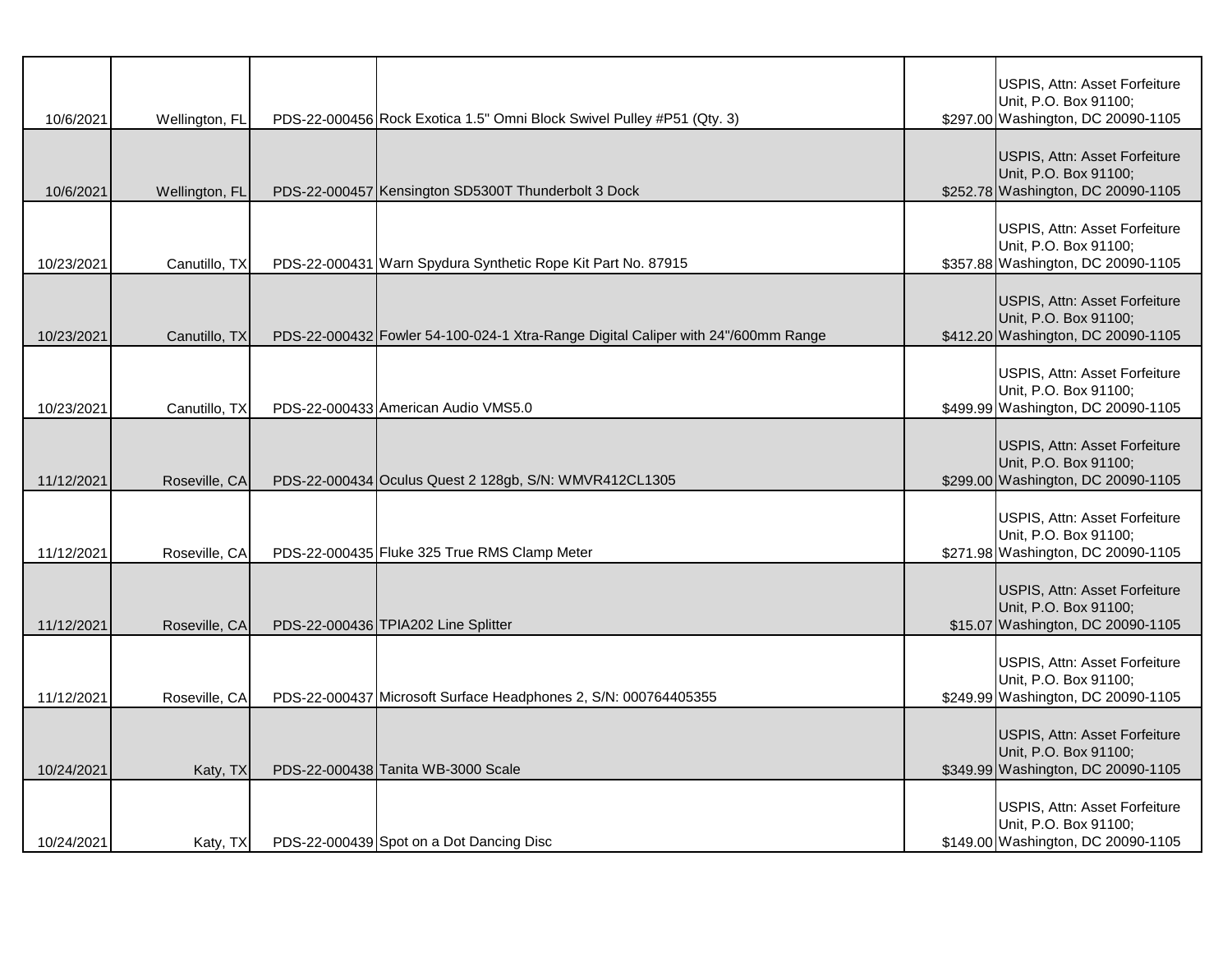| | | | | | |
|---|---|---|---|---|---|
| 10/6/2021 | Wellington, FL | PDS-22-000456 | Rock Exotica 1.5" Omni Block Swivel Pulley #P51 (Qty. 3) | $297.00 | USPIS, Attn: Asset Forfeiture Unit, P.O. Box 91100; Washington, DC 20090-1105 |
| 10/6/2021 | Wellington, FL | PDS-22-000457 | Kensington SD5300T Thunderbolt 3 Dock | $252.78 | USPIS, Attn: Asset Forfeiture Unit, P.O. Box 91100; Washington, DC 20090-1105 |
| 10/23/2021 | Canutillo, TX | PDS-22-000431 | Warn Spydura Synthetic Rope Kit Part No. 87915 | $357.88 | USPIS, Attn: Asset Forfeiture Unit, P.O. Box 91100; Washington, DC 20090-1105 |
| 10/23/2021 | Canutillo, TX | PDS-22-000432 | Fowler 54-100-024-1 Xtra-Range Digital Caliper with 24"/600mm Range | $412.20 | USPIS, Attn: Asset Forfeiture Unit, P.O. Box 91100; Washington, DC 20090-1105 |
| 10/23/2021 | Canutillo, TX | PDS-22-000433 | American Audio VMS5.0 | $499.99 | USPIS, Attn: Asset Forfeiture Unit, P.O. Box 91100; Washington, DC 20090-1105 |
| 11/12/2021 | Roseville, CA | PDS-22-000434 | Oculus Quest 2 128gb, S/N: WMVR412CL1305 | $299.00 | USPIS, Attn: Asset Forfeiture Unit, P.O. Box 91100; Washington, DC 20090-1105 |
| 11/12/2021 | Roseville, CA | PDS-22-000435 | Fluke 325 True RMS Clamp Meter | $271.98 | USPIS, Attn: Asset Forfeiture Unit, P.O. Box 91100; Washington, DC 20090-1105 |
| 11/12/2021 | Roseville, CA | PDS-22-000436 | TPIA202 Line Splitter | $15.07 | USPIS, Attn: Asset Forfeiture Unit, P.O. Box 91100; Washington, DC 20090-1105 |
| 11/12/2021 | Roseville, CA | PDS-22-000437 | Microsoft Surface Headphones 2, S/N: 000764405355 | $249.99 | USPIS, Attn: Asset Forfeiture Unit, P.O. Box 91100; Washington, DC 20090-1105 |
| 10/24/2021 | Katy, TX | PDS-22-000438 | Tanita WB-3000 Scale | $349.99 | USPIS, Attn: Asset Forfeiture Unit, P.O. Box 91100; Washington, DC 20090-1105 |
| 10/24/2021 | Katy, TX | PDS-22-000439 | Spot on a Dot Dancing Disc | $149.00 | USPIS, Attn: Asset Forfeiture Unit, P.O. Box 91100; Washington, DC 20090-1105 |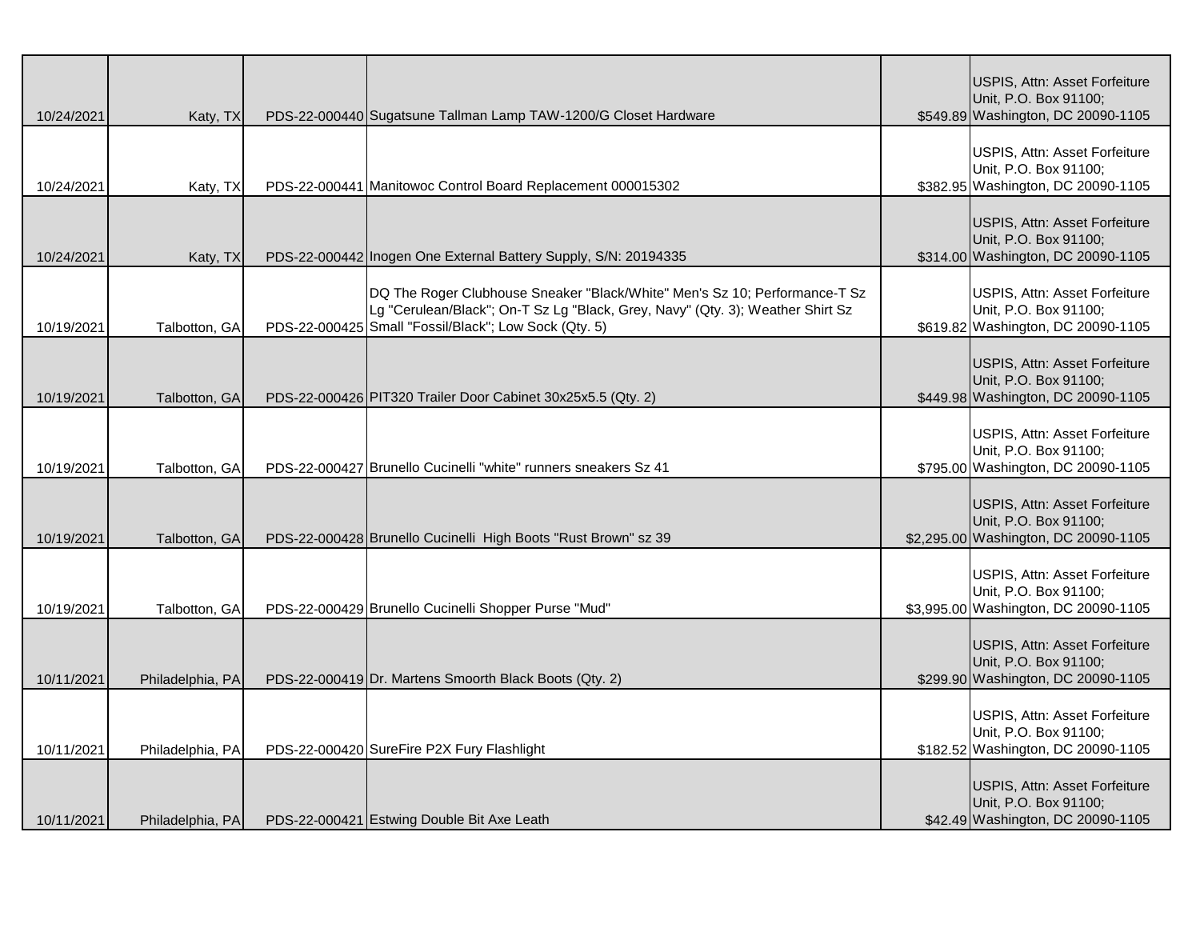| | | | | | |
|---|---|---|---|---|---|
| 10/24/2021 | Katy, TX | PDS-22-000440 | Sugatsune Tallman Lamp TAW-1200/G Closet Hardware | $549.89 | USPIS, Attn: Asset Forfeiture Unit, P.O. Box 91100; Washington, DC 20090-1105 |
| 10/24/2021 | Katy, TX | PDS-22-000441 | Manitowoc Control Board Replacement 000015302 | $382.95 | USPIS, Attn: Asset Forfeiture Unit, P.O. Box 91100; Washington, DC 20090-1105 |
| 10/24/2021 | Katy, TX | PDS-22-000442 | Inogen One External Battery Supply, S/N: 20194335 | $314.00 | USPIS, Attn: Asset Forfeiture Unit, P.O. Box 91100; Washington, DC 20090-1105 |
| 10/19/2021 | Talbotton, GA | PDS-22-000425 | DQ The Roger Clubhouse Sneaker "Black/White" Men's Sz 10; Performance-T Sz Lg "Cerulean/Black"; On-T Sz Lg "Black, Grey, Navy" (Qty. 3); Weather Shirt Sz Small "Fossil/Black"; Low Sock (Qty. 5) | $619.82 | USPIS, Attn: Asset Forfeiture Unit, P.O. Box 91100; Washington, DC 20090-1105 |
| 10/19/2021 | Talbotton, GA | PDS-22-000426 | PIT320 Trailer Door Cabinet 30x25x5.5 (Qty. 2) | $449.98 | USPIS, Attn: Asset Forfeiture Unit, P.O. Box 91100; Washington, DC 20090-1105 |
| 10/19/2021 | Talbotton, GA | PDS-22-000427 | Brunello Cucinelli "white" runners sneakers Sz 41 | $795.00 | USPIS, Attn: Asset Forfeiture Unit, P.O. Box 91100; Washington, DC 20090-1105 |
| 10/19/2021 | Talbotton, GA | PDS-22-000428 | Brunello Cucinelli High Boots "Rust Brown" sz 39 | $2,295.00 | USPIS, Attn: Asset Forfeiture Unit, P.O. Box 91100; Washington, DC 20090-1105 |
| 10/19/2021 | Talbotton, GA | PDS-22-000429 | Brunello Cucinelli Shopper Purse "Mud" | $3,995.00 | USPIS, Attn: Asset Forfeiture Unit, P.O. Box 91100; Washington, DC 20090-1105 |
| 10/11/2021 | Philadelphia, PA | PDS-22-000419 | Dr. Martens Smoorth Black Boots (Qty. 2) | $299.90 | USPIS, Attn: Asset Forfeiture Unit, P.O. Box 91100; Washington, DC 20090-1105 |
| 10/11/2021 | Philadelphia, PA | PDS-22-000420 | SureFire P2X Fury Flashlight | $182.52 | USPIS, Attn: Asset Forfeiture Unit, P.O. Box 91100; Washington, DC 20090-1105 |
| 10/11/2021 | Philadelphia, PA | PDS-22-000421 | Estwing Double Bit Axe Leath | $42.49 | USPIS, Attn: Asset Forfeiture Unit, P.O. Box 91100; Washington, DC 20090-1105 |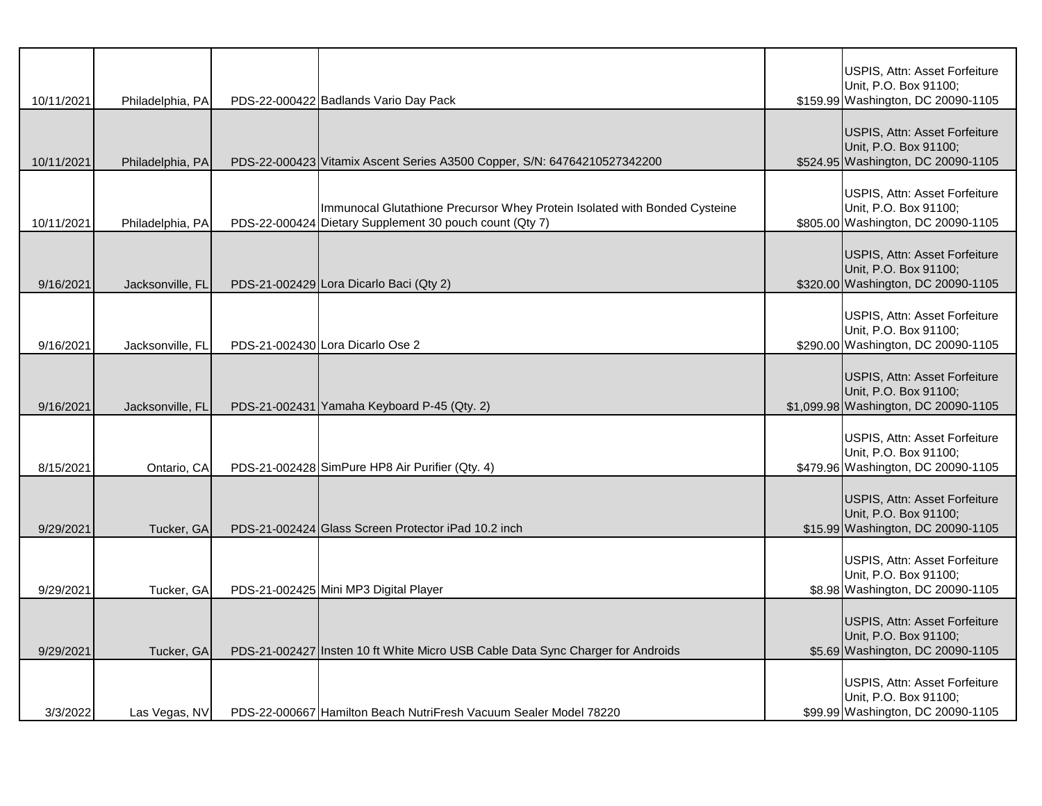| | | | | | |
|---|---|---|---|---|---|
| 10/11/2021 | Philadelphia, PA | PDS-22-000422 | Badlands Vario Day Pack | $159.99 | USPIS, Attn: Asset Forfeiture Unit, P.O. Box 91100; Washington, DC 20090-1105 |
| 10/11/2021 | Philadelphia, PA | PDS-22-000423 | Vitamix Ascent Series A3500 Copper, S/N: 64764210527342200 | $524.95 | USPIS, Attn: Asset Forfeiture Unit, P.O. Box 91100; Washington, DC 20090-1105 |
| 10/11/2021 | Philadelphia, PA | PDS-22-000424 | Immunocal Glutathione Precursor Whey Protein Isolated with Bonded Cysteine Dietary Supplement 30 pouch count (Qty 7) | $805.00 | USPIS, Attn: Asset Forfeiture Unit, P.O. Box 91100; Washington, DC 20090-1105 |
| 9/16/2021 | Jacksonville, FL | PDS-21-002429 | Lora Dicarlo Baci (Qty 2) | $320.00 | USPIS, Attn: Asset Forfeiture Unit, P.O. Box 91100; Washington, DC 20090-1105 |
| 9/16/2021 | Jacksonville, FL | PDS-21-002430 | Lora Dicarlo Ose 2 | $290.00 | USPIS, Attn: Asset Forfeiture Unit, P.O. Box 91100; Washington, DC 20090-1105 |
| 9/16/2021 | Jacksonville, FL | PDS-21-002431 | Yamaha Keyboard P-45 (Qty. 2) | $1,099.98 | USPIS, Attn: Asset Forfeiture Unit, P.O. Box 91100; Washington, DC 20090-1105 |
| 8/15/2021 | Ontario, CA | PDS-21-002428 | SimPure HP8 Air Purifier (Qty. 4) | $479.96 | USPIS, Attn: Asset Forfeiture Unit, P.O. Box 91100; Washington, DC 20090-1105 |
| 9/29/2021 | Tucker, GA | PDS-21-002424 | Glass Screen Protector iPad 10.2 inch | $15.99 | USPIS, Attn: Asset Forfeiture Unit, P.O. Box 91100; Washington, DC 20090-1105 |
| 9/29/2021 | Tucker, GA | PDS-21-002425 | Mini MP3 Digital Player | $8.98 | USPIS, Attn: Asset Forfeiture Unit, P.O. Box 91100; Washington, DC 20090-1105 |
| 9/29/2021 | Tucker, GA | PDS-21-002427 | Insten 10 ft White Micro USB Cable Data Sync Charger for Androids | $5.69 | USPIS, Attn: Asset Forfeiture Unit, P.O. Box 91100; Washington, DC 20090-1105 |
| 3/3/2022 | Las Vegas, NV | PDS-22-000667 | Hamilton Beach NutriFresh Vacuum Sealer Model 78220 | $99.99 | USPIS, Attn: Asset Forfeiture Unit, P.O. Box 91100; Washington, DC 20090-1105 |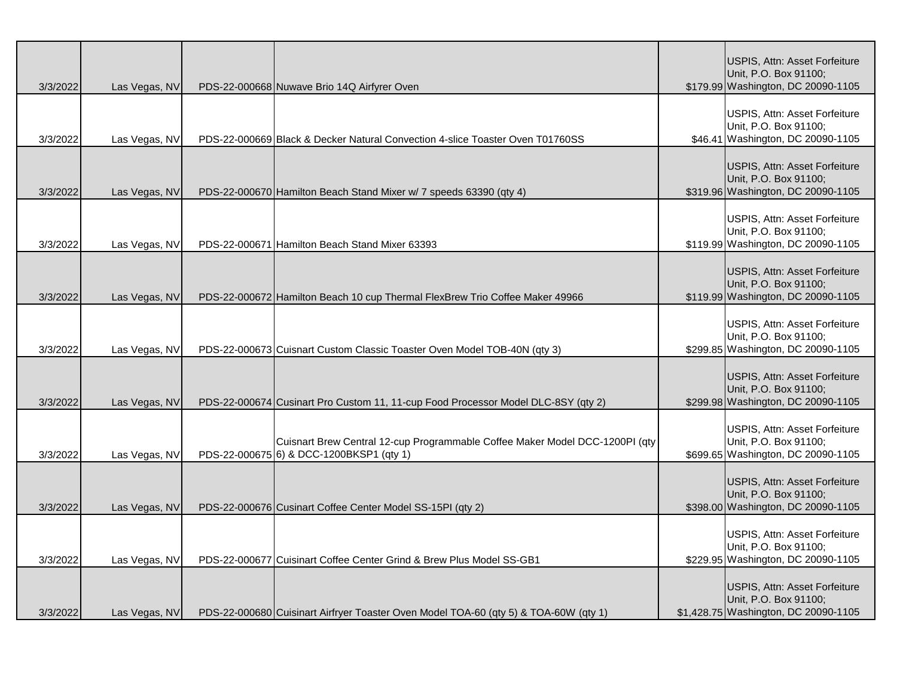| | | | | | |
|---|---|---|---|---|---|
| 3/3/2022 | Las Vegas, NV | PDS-22-000668 | Nuwave Brio 14Q Airfyrer Oven | $179.99 | USPIS, Attn: Asset Forfeiture Unit, P.O. Box 91100; Washington, DC 20090-1105 |
| 3/3/2022 | Las Vegas, NV | PDS-22-000669 | Black & Decker Natural Convection 4-slice Toaster Oven T01760SS | $46.41 | USPIS, Attn: Asset Forfeiture Unit, P.O. Box 91100; Washington, DC 20090-1105 |
| 3/3/2022 | Las Vegas, NV | PDS-22-000670 | Hamilton Beach Stand Mixer w/ 7 speeds 63390 (qty 4) | $319.96 | USPIS, Attn: Asset Forfeiture Unit, P.O. Box 91100; Washington, DC 20090-1105 |
| 3/3/2022 | Las Vegas, NV | PDS-22-000671 | Hamilton Beach Stand Mixer 63393 | $119.99 | USPIS, Attn: Asset Forfeiture Unit, P.O. Box 91100; Washington, DC 20090-1105 |
| 3/3/2022 | Las Vegas, NV | PDS-22-000672 | Hamilton Beach 10 cup Thermal FlexBrew Trio Coffee Maker 49966 | $119.99 | USPIS, Attn: Asset Forfeiture Unit, P.O. Box 91100; Washington, DC 20090-1105 |
| 3/3/2022 | Las Vegas, NV | PDS-22-000673 | Cuisnart Custom Classic Toaster Oven Model TOB-40N (qty 3) | $299.85 | USPIS, Attn: Asset Forfeiture Unit, P.O. Box 91100; Washington, DC 20090-1105 |
| 3/3/2022 | Las Vegas, NV | PDS-22-000674 | Cusinart Pro Custom 11, 11-cup Food Processor Model DLC-8SY (qty 2) | $299.98 | USPIS, Attn: Asset Forfeiture Unit, P.O. Box 91100; Washington, DC 20090-1105 |
| 3/3/2022 | Las Vegas, NV | PDS-22-000675 | Cuisnart Brew Central 12-cup Programmable Coffee Maker Model DCC-1200PI (qty 6) & DCC-1200BKSP1 (qty 1) | $699.65 | USPIS, Attn: Asset Forfeiture Unit, P.O. Box 91100; Washington, DC 20090-1105 |
| 3/3/2022 | Las Vegas, NV | PDS-22-000676 | Cusinart Coffee Center Model SS-15PI (qty 2) | $398.00 | USPIS, Attn: Asset Forfeiture Unit, P.O. Box 91100; Washington, DC 20090-1105 |
| 3/3/2022 | Las Vegas, NV | PDS-22-000677 | Cuisinart Coffee Center Grind & Brew Plus Model SS-GB1 | $229.95 | USPIS, Attn: Asset Forfeiture Unit, P.O. Box 91100; Washington, DC 20090-1105 |
| 3/3/2022 | Las Vegas, NV | PDS-22-000680 | Cuisinart Airfryer Toaster Oven Model TOA-60 (qty 5) & TOA-60W (qty 1) | $1,428.75 | USPIS, Attn: Asset Forfeiture Unit, P.O. Box 91100; Washington, DC 20090-1105 |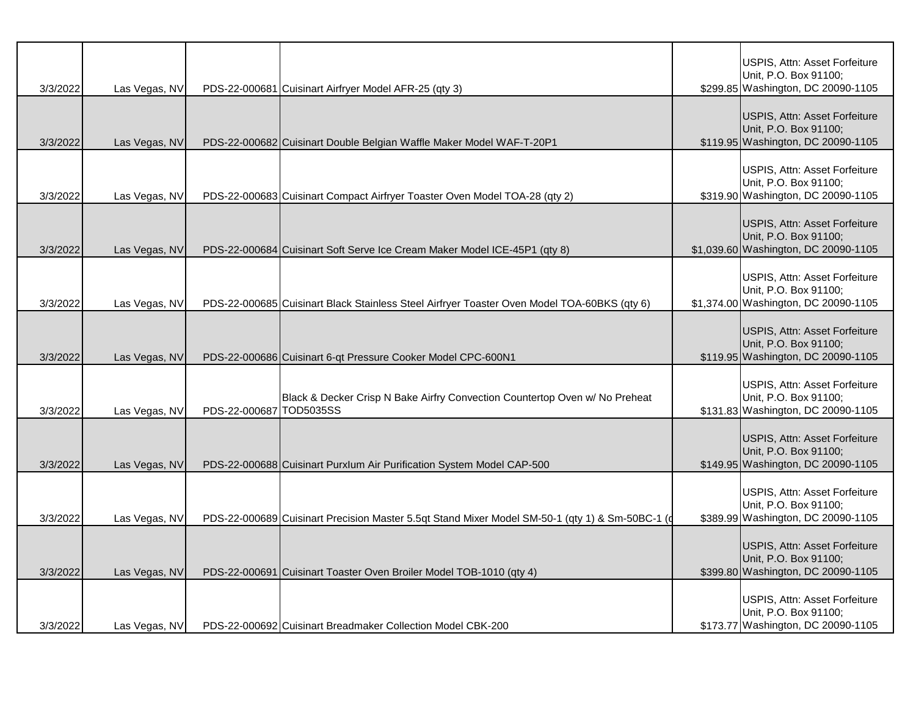| | | | | | |
|---|---|---|---|---|---|
| 3/3/2022 | Las Vegas, NV | PDS-22-000681 | Cuisinart Airfryer Model AFR-25 (qty 3) | $299.85 | USPIS, Attn: Asset Forfeiture Unit, P.O. Box 91100; Washington, DC 20090-1105 |
| 3/3/2022 | Las Vegas, NV | PDS-22-000682 | Cuisinart Double Belgian Waffle Maker Model WAF-T-20P1 | $119.95 | USPIS, Attn: Asset Forfeiture Unit, P.O. Box 91100; Washington, DC 20090-1105 |
| 3/3/2022 | Las Vegas, NV | PDS-22-000683 | Cuisinart Compact Airfryer Toaster Oven Model TOA-28 (qty 2) | $319.90 | USPIS, Attn: Asset Forfeiture Unit, P.O. Box 91100; Washington, DC 20090-1105 |
| 3/3/2022 | Las Vegas, NV | PDS-22-000684 | Cuisinart Soft Serve Ice Cream Maker Model ICE-45P1 (qty 8) | $1,039.60 | USPIS, Attn: Asset Forfeiture Unit, P.O. Box 91100; Washington, DC 20090-1105 |
| 3/3/2022 | Las Vegas, NV | PDS-22-000685 | Cuisinart Black Stainless Steel Airfryer Toaster Oven Model TOA-60BKS (qty 6) | $1,374.00 | USPIS, Attn: Asset Forfeiture Unit, P.O. Box 91100; Washington, DC 20090-1105 |
| 3/3/2022 | Las Vegas, NV | PDS-22-000686 | Cuisinart 6-qt Pressure Cooker Model CPC-600N1 | $119.95 | USPIS, Attn: Asset Forfeiture Unit, P.O. Box 91100; Washington, DC 20090-1105 |
| 3/3/2022 | Las Vegas, NV | PDS-22-000687 | Black & Decker Crisp N Bake Airfry Convection Countertop Oven w/ No Preheat TOD5035SS | $131.83 | USPIS, Attn: Asset Forfeiture Unit, P.O. Box 91100; Washington, DC 20090-1105 |
| 3/3/2022 | Las Vegas, NV | PDS-22-000688 | Cuisinart Purxlum Air Purification System Model CAP-500 | $149.95 | USPIS, Attn: Asset Forfeiture Unit, P.O. Box 91100; Washington, DC 20090-1105 |
| 3/3/2022 | Las Vegas, NV | PDS-22-000689 | Cuisinart Precision Master 5.5qt Stand Mixer Model SM-50-1 (qty 1) & Sm-50BC-1 (q | $389.99 | USPIS, Attn: Asset Forfeiture Unit, P.O. Box 91100; Washington, DC 20090-1105 |
| 3/3/2022 | Las Vegas, NV | PDS-22-000691 | Cuisinart Toaster Oven Broiler Model TOB-1010 (qty 4) | $399.80 | USPIS, Attn: Asset Forfeiture Unit, P.O. Box 91100; Washington, DC 20090-1105 |
| 3/3/2022 | Las Vegas, NV | PDS-22-000692 | Cuisinart Breadmaker Collection Model CBK-200 | $173.77 | USPIS, Attn: Asset Forfeiture Unit, P.O. Box 91100; Washington, DC 20090-1105 |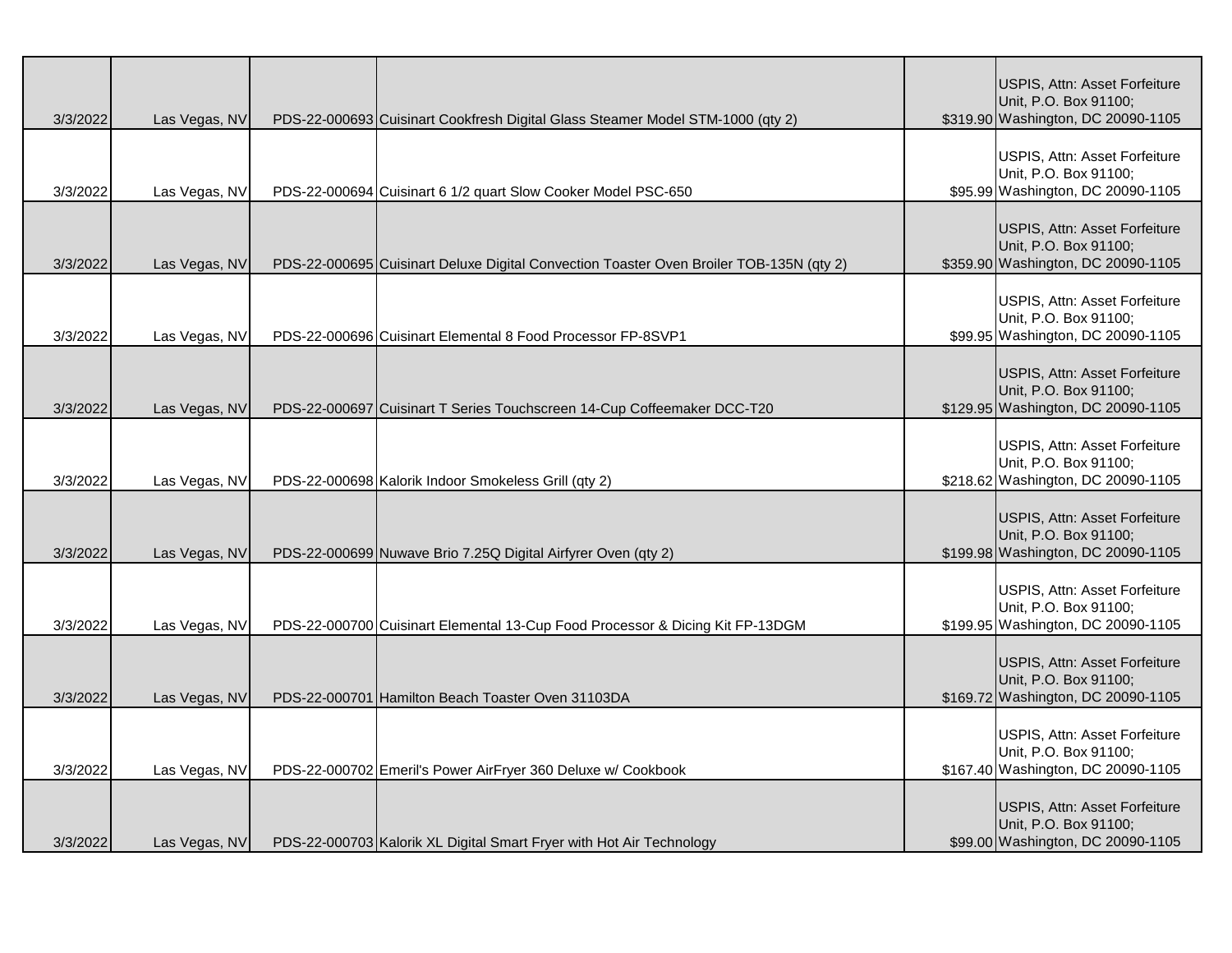| | | | | | |
|---|---|---|---|---|---|
| 3/3/2022 | Las Vegas, NV | PDS-22-000693 | Cuisinart Cookfresh Digital Glass Steamer Model STM-1000 (qty 2) | $319.90 | USPIS, Attn: Asset Forfeiture Unit, P.O. Box 91100; Washington, DC 20090-1105 |
| 3/3/2022 | Las Vegas, NV | PDS-22-000694 | Cuisinart 6 1/2 quart Slow Cooker Model PSC-650 | $95.99 | USPIS, Attn: Asset Forfeiture Unit, P.O. Box 91100; Washington, DC 20090-1105 |
| 3/3/2022 | Las Vegas, NV | PDS-22-000695 | Cuisinart Deluxe Digital Convection Toaster Oven Broiler TOB-135N (qty 2) | $359.90 | USPIS, Attn: Asset Forfeiture Unit, P.O. Box 91100; Washington, DC 20090-1105 |
| 3/3/2022 | Las Vegas, NV | PDS-22-000696 | Cuisinart Elemental 8 Food Processor FP-8SVP1 | $99.95 | USPIS, Attn: Asset Forfeiture Unit, P.O. Box 91100; Washington, DC 20090-1105 |
| 3/3/2022 | Las Vegas, NV | PDS-22-000697 | Cuisinart T Series Touchscreen 14-Cup Coffeemaker DCC-T20 | $129.95 | USPIS, Attn: Asset Forfeiture Unit, P.O. Box 91100; Washington, DC 20090-1105 |
| 3/3/2022 | Las Vegas, NV | PDS-22-000698 | Kalorik Indoor Smokeless Grill (qty 2) | $218.62 | USPIS, Attn: Asset Forfeiture Unit, P.O. Box 91100; Washington, DC 20090-1105 |
| 3/3/2022 | Las Vegas, NV | PDS-22-000699 | Nuwave Brio 7.25Q Digital Airfyrer Oven (qty 2) | $199.98 | USPIS, Attn: Asset Forfeiture Unit, P.O. Box 91100; Washington, DC 20090-1105 |
| 3/3/2022 | Las Vegas, NV | PDS-22-000700 | Cuisinart Elemental 13-Cup Food Processor & Dicing Kit FP-13DGM | $199.95 | USPIS, Attn: Asset Forfeiture Unit, P.O. Box 91100; Washington, DC 20090-1105 |
| 3/3/2022 | Las Vegas, NV | PDS-22-000701 | Hamilton Beach Toaster Oven 31103DA | $169.72 | USPIS, Attn: Asset Forfeiture Unit, P.O. Box 91100; Washington, DC 20090-1105 |
| 3/3/2022 | Las Vegas, NV | PDS-22-000702 | Emeril's Power AirFryer 360 Deluxe w/ Cookbook | $167.40 | USPIS, Attn: Asset Forfeiture Unit, P.O. Box 91100; Washington, DC 20090-1105 |
| 3/3/2022 | Las Vegas, NV | PDS-22-000703 | Kalorik XL Digital Smart Fryer with Hot Air Technology | $99.00 | USPIS, Attn: Asset Forfeiture Unit, P.O. Box 91100; Washington, DC 20090-1105 |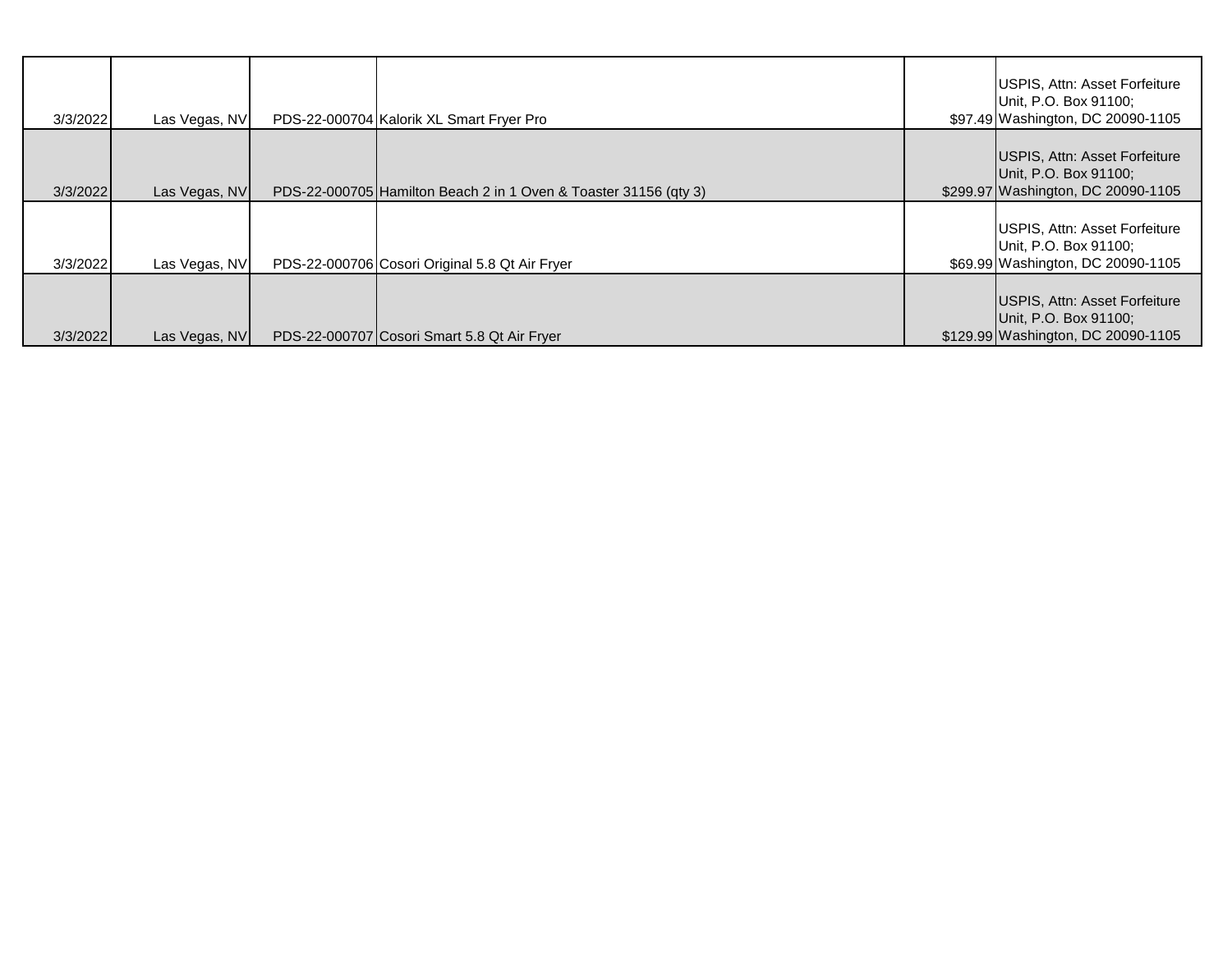| | | | | | |
|---|---|---|---|---|---|
| 3/3/2022 | Las Vegas, NV | PDS-22-000704 | Kalorik XL Smart Fryer Pro | $97.49 | USPIS, Attn: Asset Forfeiture Unit, P.O. Box 91100; Washington, DC 20090-1105 |
| 3/3/2022 | Las Vegas, NV | PDS-22-000705 | Hamilton Beach 2 in 1 Oven & Toaster 31156 (qty 3) | $299.97 | USPIS, Attn: Asset Forfeiture Unit, P.O. Box 91100; Washington, DC 20090-1105 |
| 3/3/2022 | Las Vegas, NV | PDS-22-000706 | Cosori Original 5.8 Qt Air Fryer | $69.99 | USPIS, Attn: Asset Forfeiture Unit, P.O. Box 91100; Washington, DC 20090-1105 |
| 3/3/2022 | Las Vegas, NV | PDS-22-000707 | Cosori Smart 5.8 Qt Air Fryer | $129.99 | USPIS, Attn: Asset Forfeiture Unit, P.O. Box 91100; Washington, DC 20090-1105 |